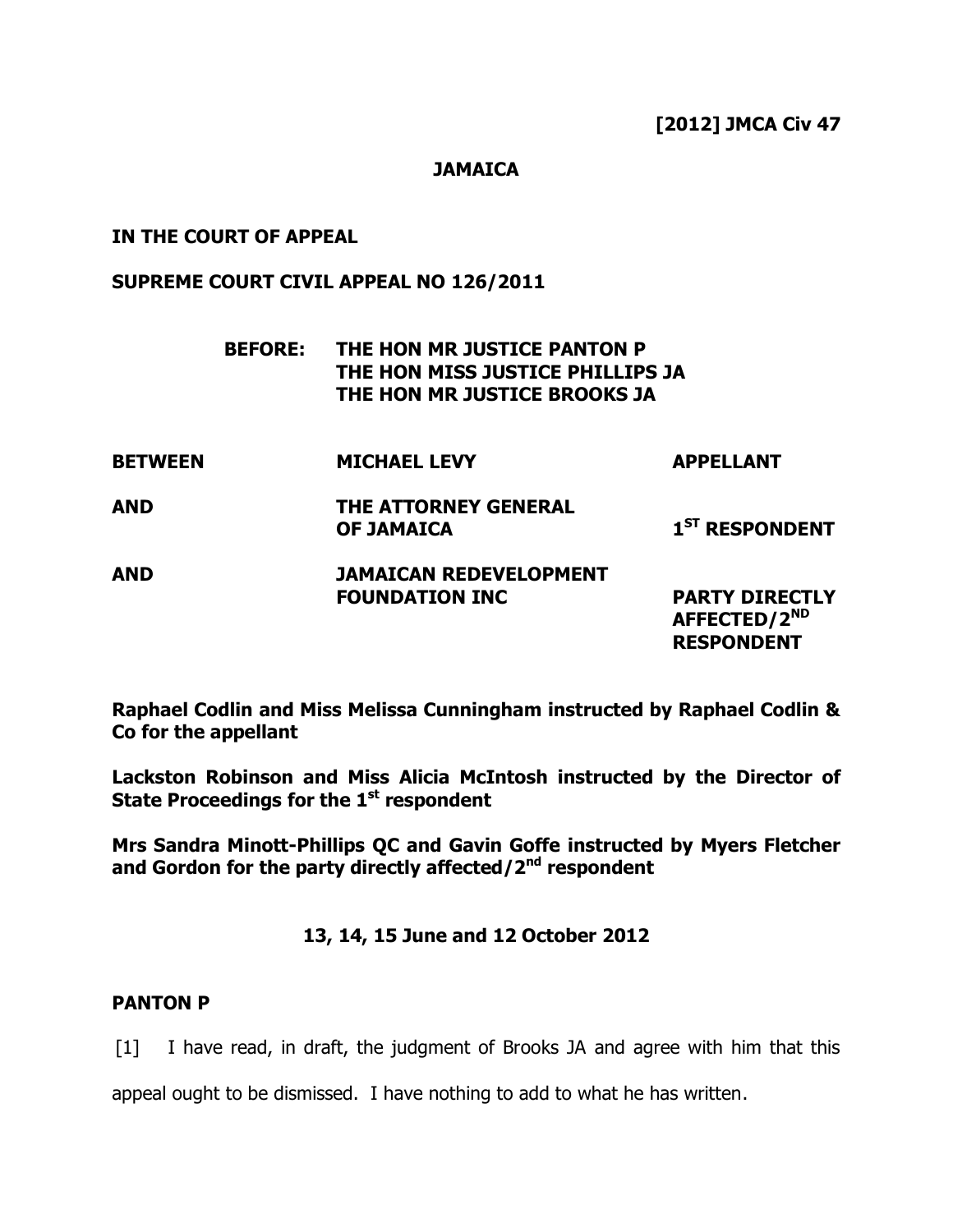**[2012] JMCA Civ 47**

**JAMAICA**

**IN THE COURT OF APPEAL**

**SUPREME COURT CIVIL APPEAL NO 126/2011**

**BEFORE: THE HON MR JUSTICE PANTON P**
**THE HON MISS JUSTICE PHILLIPS JA**
**THE HON MR JUSTICE BROOKS JA**

| | | |
|---|---|---|
| **BETWEEN** | **MICHAEL LEVY** | **APPELLANT** |
| **AND** | **THE ATTORNEY GENERAL OF JAMAICA** | **1ST RESPONDENT** |
| **AND** | **JAMAICAN REDEVELOPMENT FOUNDATION INC** | **PARTY DIRECTLY AFFECTED/2ND RESPONDENT** |

**Raphael Codlin and Miss Melissa Cunningham instructed by Raphael Codlin & Co for the appellant**

**Lackston Robinson and Miss Alicia McIntosh instructed by the Director of State Proceedings for the 1st respondent**

**Mrs Sandra Minott-Phillips QC and Gavin Goffe instructed by Myers Fletcher and Gordon for the party directly affected/2nd respondent**

**13, 14, 15 June and 12 October 2012**

**PANTON P**

[1] I have read, in draft, the judgment of Brooks JA and agree with him that this appeal ought to be dismissed. I have nothing to add to what he has written.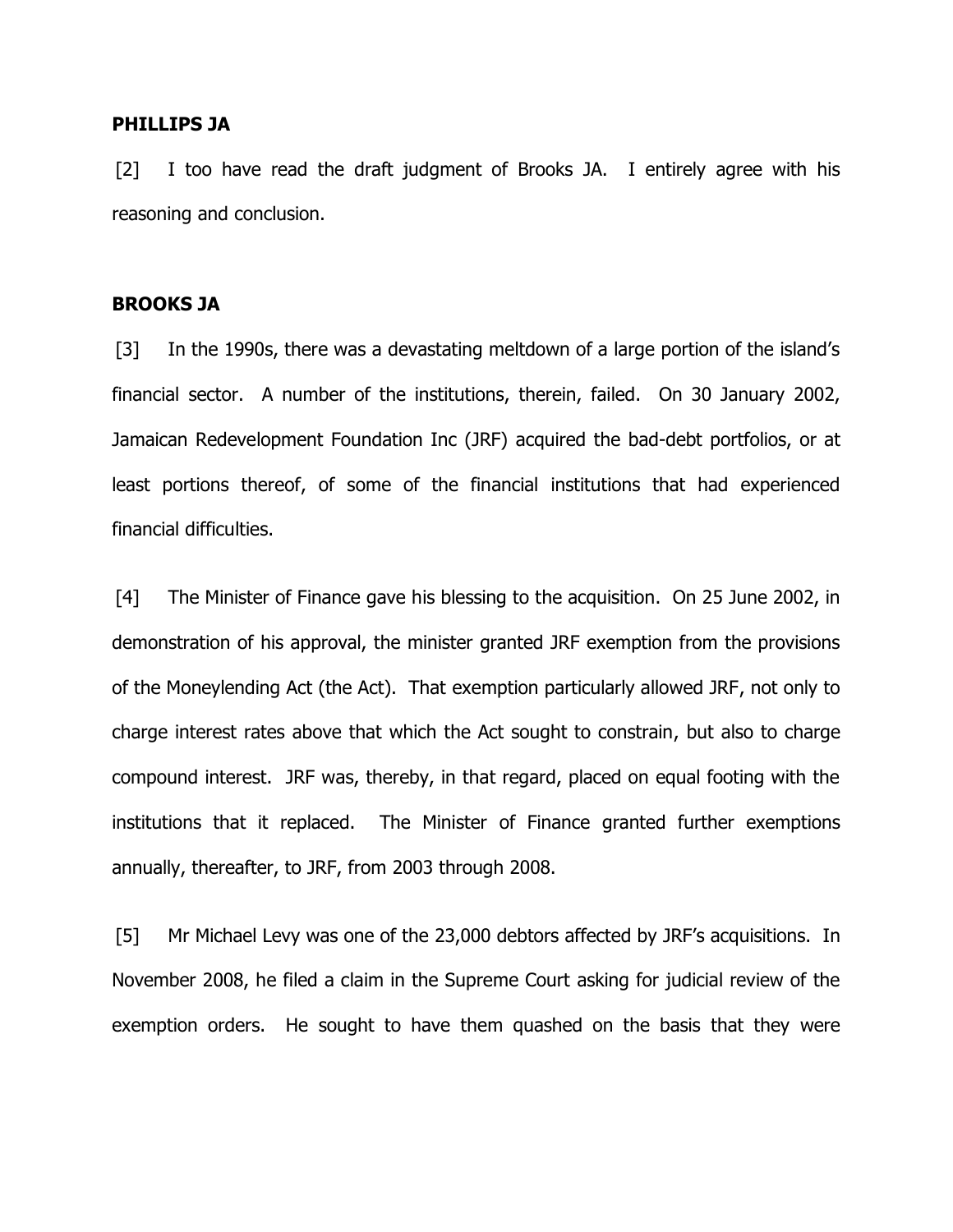**PHILLIPS JA**

[2] I too have read the draft judgment of Brooks JA. I entirely agree with his reasoning and conclusion.

**BROOKS JA**

[3] In the 1990s, there was a devastating meltdown of a large portion of the island's financial sector. A number of the institutions, therein, failed. On 30 January 2002, Jamaican Redevelopment Foundation Inc (JRF) acquired the bad-debt portfolios, or at least portions thereof, of some of the financial institutions that had experienced financial difficulties.

[4] The Minister of Finance gave his blessing to the acquisition. On 25 June 2002, in demonstration of his approval, the minister granted JRF exemption from the provisions of the Moneylending Act (the Act). That exemption particularly allowed JRF, not only to charge interest rates above that which the Act sought to constrain, but also to charge compound interest. JRF was, thereby, in that regard, placed on equal footing with the institutions that it replaced. The Minister of Finance granted further exemptions annually, thereafter, to JRF, from 2003 through 2008.

[5] Mr Michael Levy was one of the 23,000 debtors affected by JRF's acquisitions. In November 2008, he filed a claim in the Supreme Court asking for judicial review of the exemption orders. He sought to have them quashed on the basis that they were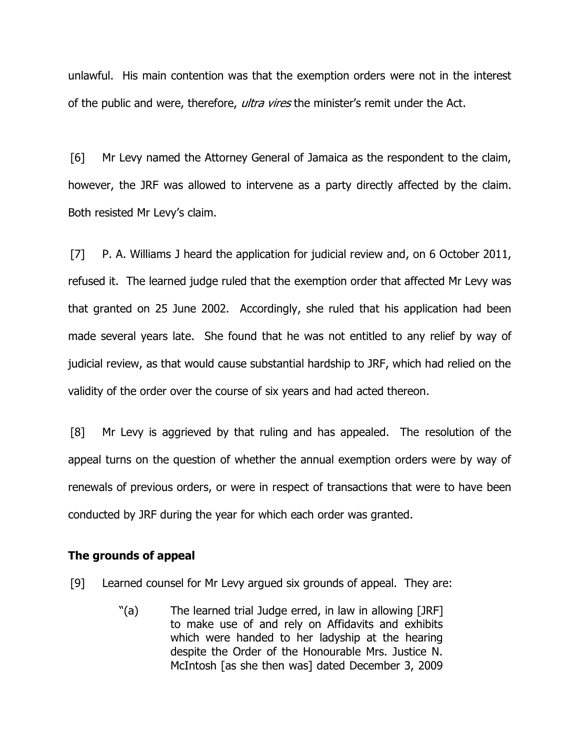unlawful. His main contention was that the exemption orders were not in the interest of the public and were, therefore, *ultra vires* the minister's remit under the Act.

[6] Mr Levy named the Attorney General of Jamaica as the respondent to the claim, however, the JRF was allowed to intervene as a party directly affected by the claim. Both resisted Mr Levy's claim.

[7] P. A. Williams J heard the application for judicial review and, on 6 October 2011, refused it. The learned judge ruled that the exemption order that affected Mr Levy was that granted on 25 June 2002. Accordingly, she ruled that his application had been made several years late. She found that he was not entitled to any relief by way of judicial review, as that would cause substantial hardship to JRF, which had relied on the validity of the order over the course of six years and had acted thereon.

[8] Mr Levy is aggrieved by that ruling and has appealed. The resolution of the appeal turns on the question of whether the annual exemption orders were by way of renewals of previous orders, or were in respect of transactions that were to have been conducted by JRF during the year for which each order was granted.

**The grounds of appeal**

[9] Learned counsel for Mr Levy argued six grounds of appeal. They are:

> "(a) The learned trial Judge erred, in law in allowing [JRF] to make use of and rely on Affidavits and exhibits which were handed to her ladyship at the hearing despite the Order of the Honourable Mrs. Justice N. McIntosh [as she then was] dated December 3, 2009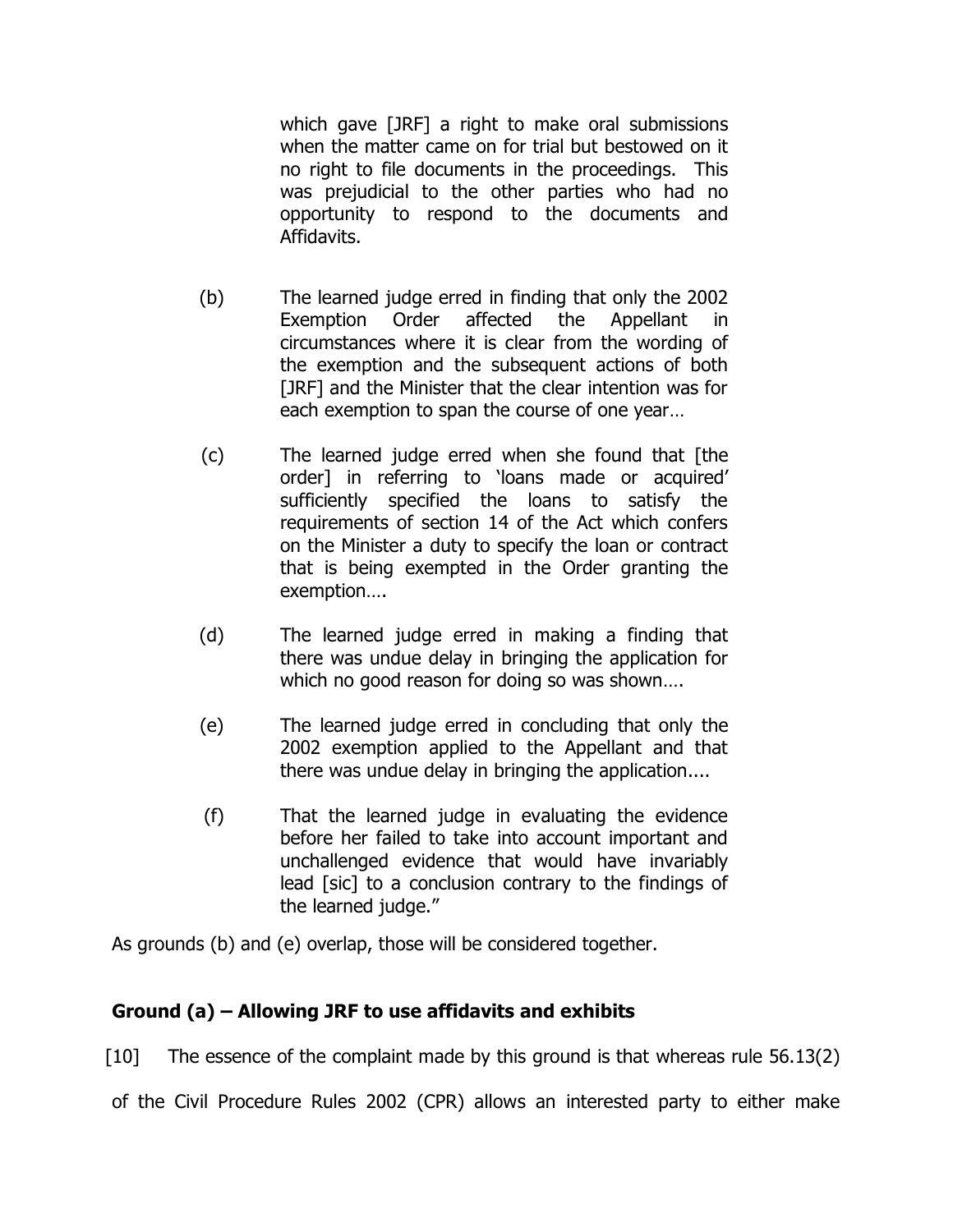which gave [JRF] a right to make oral submissions when the matter came on for trial but bestowed on it no right to file documents in the proceedings. This was prejudicial to the other parties who had no opportunity to respond to the documents and Affidavits.

(b) The learned judge erred in finding that only the 2002 Exemption Order affected the Appellant in circumstances where it is clear from the wording of the exemption and the subsequent actions of both [JRF] and the Minister that the clear intention was for each exemption to span the course of one year…

(c) The learned judge erred when she found that [the order] in referring to 'loans made or acquired' sufficiently specified the loans to satisfy the requirements of section 14 of the Act which confers on the Minister a duty to specify the loan or contract that is being exempted in the Order granting the exemption….

(d) The learned judge erred in making a finding that there was undue delay in bringing the application for which no good reason for doing so was shown….

(e) The learned judge erred in concluding that only the 2002 exemption applied to the Appellant and that there was undue delay in bringing the application....

(f) That the learned judge in evaluating the evidence before her failed to take into account important and unchallenged evidence that would have invariably lead [sic] to a conclusion contrary to the findings of the learned judge."

As grounds (b) and (e) overlap, those will be considered together.

## Ground (a) – Allowing JRF to use affidavits and exhibits

[10] The essence of the complaint made by this ground is that whereas rule 56.13(2) of the Civil Procedure Rules 2002 (CPR) allows an interested party to either make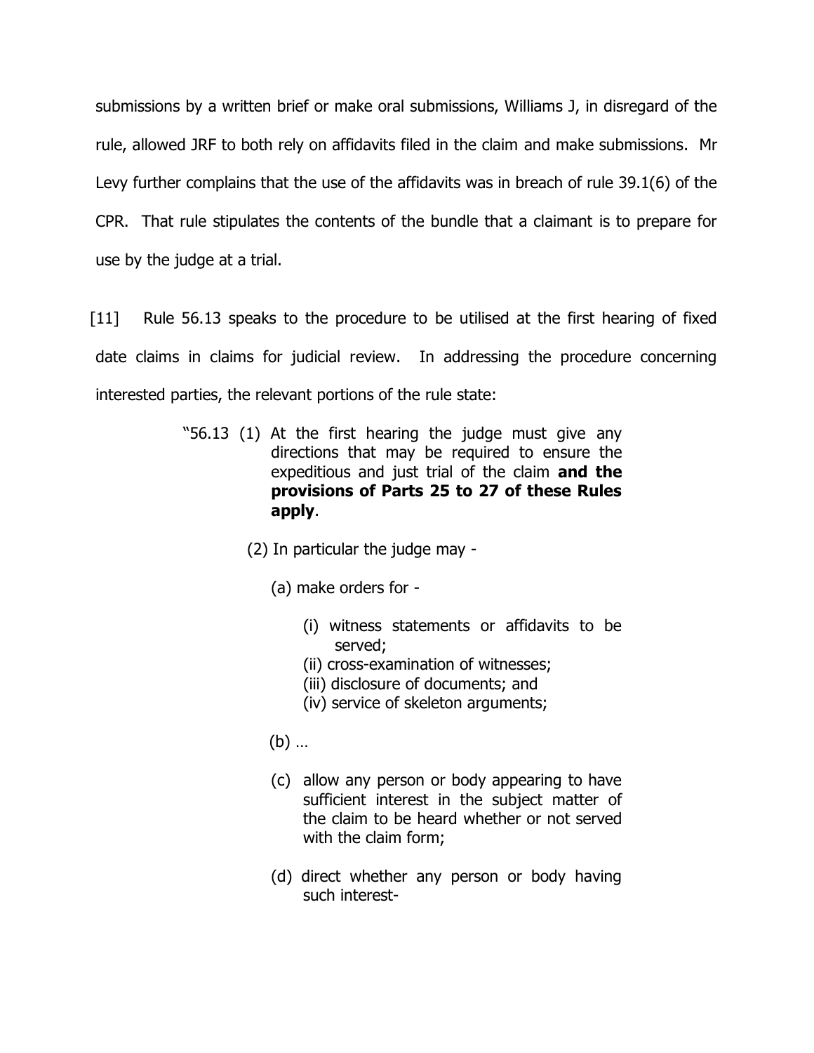submissions by a written brief or make oral submissions, Williams J, in disregard of the rule, allowed JRF to both rely on affidavits filed in the claim and make submissions. Mr Levy further complains that the use of the affidavits was in breach of rule 39.1(6) of the CPR. That rule stipulates the contents of the bundle that a claimant is to prepare for use by the judge at a trial.

[11] Rule 56.13 speaks to the procedure to be utilised at the first hearing of fixed date claims in claims for judicial review. In addressing the procedure concerning interested parties, the relevant portions of the rule state:

> "56.13 (1) At the first hearing the judge must give any directions that may be required to ensure the expeditious and just trial of the claim **and the provisions of Parts 25 to 27 of these Rules apply**.
>
> (2) In particular the judge may -
>
> (a) make orders for -
>
> (i) witness statements or affidavits to be served;
> (ii) cross-examination of witnesses;
> (iii) disclosure of documents; and
> (iv) service of skeleton arguments;
>
> (b) …
>
> (c) allow any person or body appearing to have sufficient interest in the subject matter of the claim to be heard whether or not served with the claim form;
>
> (d) direct whether any person or body having such interest-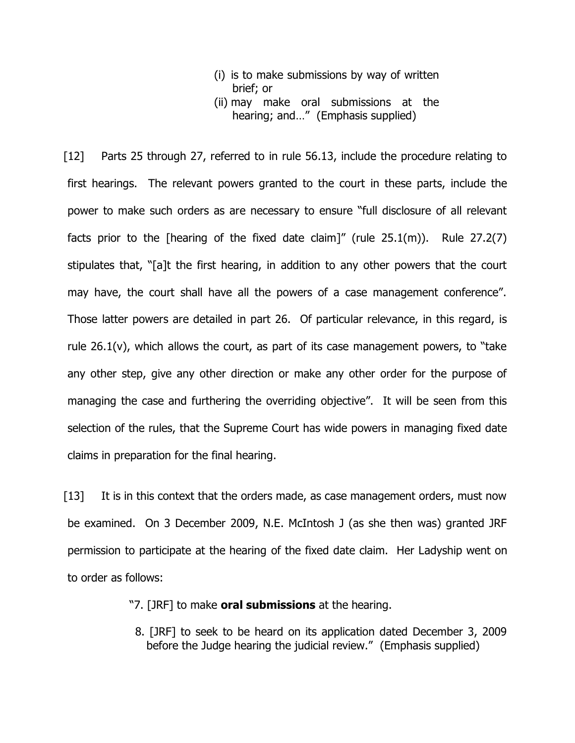> (i) is to make submissions by way of written brief; or
>
> (ii) may make oral submissions at the hearing; and…" (Emphasis supplied)

[12] Parts 25 through 27, referred to in rule 56.13, include the procedure relating to first hearings. The relevant powers granted to the court in these parts, include the power to make such orders as are necessary to ensure "full disclosure of all relevant facts prior to the [hearing of the fixed date claim]" (rule 25.1(m)). Rule 27.2(7) stipulates that, "[a]t the first hearing, in addition to any other powers that the court may have, the court shall have all the powers of a case management conference". Those latter powers are detailed in part 26. Of particular relevance, in this regard, is rule 26.1(v), which allows the court, as part of its case management powers, to "take any other step, give any other direction or make any other order for the purpose of managing the case and furthering the overriding objective". It will be seen from this selection of the rules, that the Supreme Court has wide powers in managing fixed date claims in preparation for the final hearing.

[13] It is in this context that the orders made, as case management orders, must now be examined. On 3 December 2009, N.E. McIntosh J (as she then was) granted JRF permission to participate at the hearing of the fixed date claim. Her Ladyship went on to order as follows:

> "7. [JRF] to make **oral submissions** at the hearing.
>
> 8. [JRF] to seek to be heard on its application dated December 3, 2009 before the Judge hearing the judicial review." (Emphasis supplied)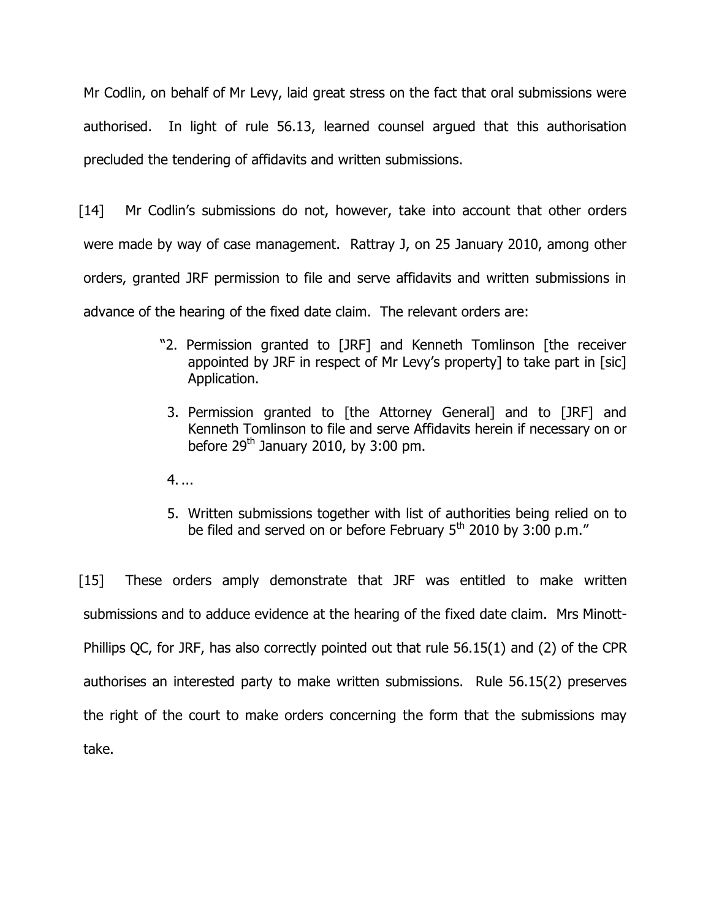Mr Codlin, on behalf of Mr Levy, laid great stress on the fact that oral submissions were authorised. In light of rule 56.13, learned counsel argued that this authorisation precluded the tendering of affidavits and written submissions.

[14] Mr Codlin's submissions do not, however, take into account that other orders were made by way of case management. Rattray J, on 25 January 2010, among other orders, granted JRF permission to file and serve affidavits and written submissions in advance of the hearing of the fixed date claim. The relevant orders are:

> "2. Permission granted to [JRF] and Kenneth Tomlinson [the receiver appointed by JRF in respect of Mr Levy's property] to take part in [sic] Application.
>
> 3. Permission granted to [the Attorney General] and to [JRF] and Kenneth Tomlinson to file and serve Affidavits herein if necessary on or before 29th January 2010, by 3:00 pm.
>
> 4. ...
>
> 5. Written submissions together with list of authorities being relied on to be filed and served on or before February 5th 2010 by 3:00 p.m."

[15] These orders amply demonstrate that JRF was entitled to make written submissions and to adduce evidence at the hearing of the fixed date claim. Mrs Minott-Phillips QC, for JRF, has also correctly pointed out that rule 56.15(1) and (2) of the CPR authorises an interested party to make written submissions. Rule 56.15(2) preserves the right of the court to make orders concerning the form that the submissions may take.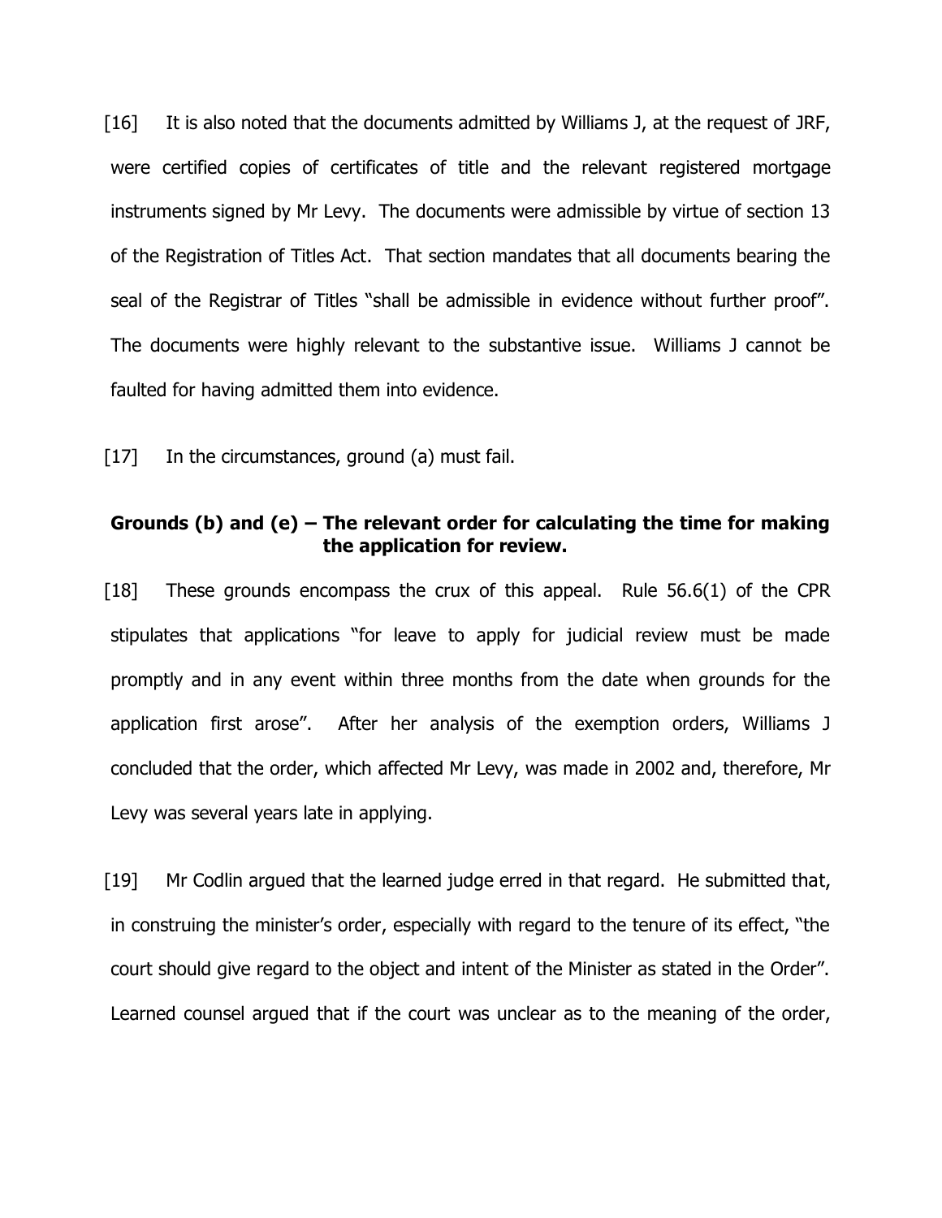[16] It is also noted that the documents admitted by Williams J, at the request of JRF, were certified copies of certificates of title and the relevant registered mortgage instruments signed by Mr Levy. The documents were admissible by virtue of section 13 of the Registration of Titles Act. That section mandates that all documents bearing the seal of the Registrar of Titles "shall be admissible in evidence without further proof". The documents were highly relevant to the substantive issue. Williams J cannot be faulted for having admitted them into evidence.

[17] In the circumstances, ground (a) must fail.

**Grounds (b) and (e) – The relevant order for calculating the time for making the application for review.**

[18] These grounds encompass the crux of this appeal. Rule 56.6(1) of the CPR stipulates that applications "for leave to apply for judicial review must be made promptly and in any event within three months from the date when grounds for the application first arose". After her analysis of the exemption orders, Williams J concluded that the order, which affected Mr Levy, was made in 2002 and, therefore, Mr Levy was several years late in applying.

[19] Mr Codlin argued that the learned judge erred in that regard. He submitted that, in construing the minister's order, especially with regard to the tenure of its effect, "the court should give regard to the object and intent of the Minister as stated in the Order". Learned counsel argued that if the court was unclear as to the meaning of the order,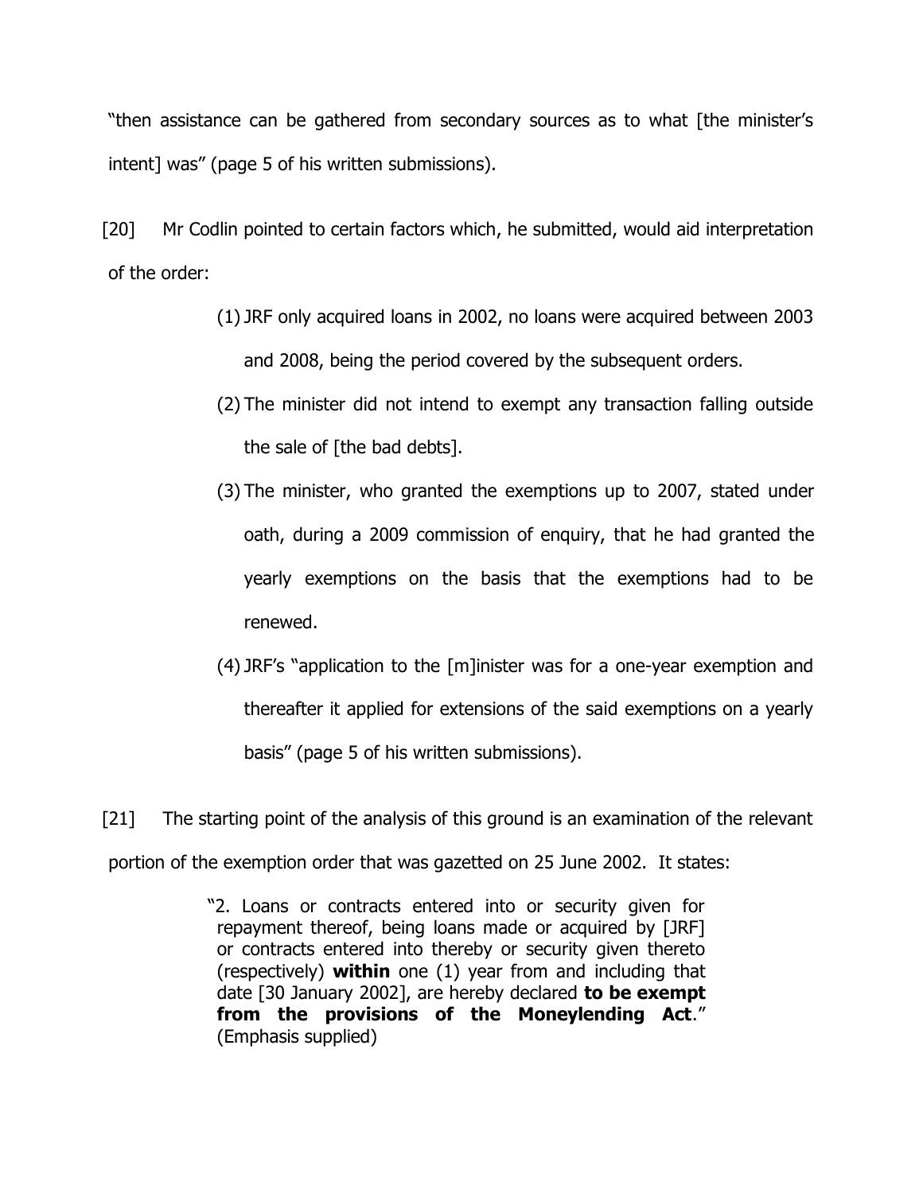"then assistance can be gathered from secondary sources as to what [the minister's intent] was" (page 5 of his written submissions).

[20] Mr Codlin pointed to certain factors which, he submitted, would aid interpretation of the order:

> (1) JRF only acquired loans in 2002, no loans were acquired between 2003 and 2008, being the period covered by the subsequent orders.
>
> (2) The minister did not intend to exempt any transaction falling outside the sale of [the bad debts].
>
> (3) The minister, who granted the exemptions up to 2007, stated under oath, during a 2009 commission of enquiry, that he had granted the yearly exemptions on the basis that the exemptions had to be renewed.
>
> (4) JRF's "application to the [m]inister was for a one-year exemption and thereafter it applied for extensions of the said exemptions on a yearly basis" (page 5 of his written submissions).

[21] The starting point of the analysis of this ground is an examination of the relevant portion of the exemption order that was gazetted on 25 June 2002. It states:

> "2. Loans or contracts entered into or security given for repayment thereof, being loans made or acquired by [JRF] or contracts entered into thereby or security given thereto (respectively) **within** one (1) year from and including that date [30 January 2002], are hereby declared **to be exempt from the provisions of the Moneylending Act**." (Emphasis supplied)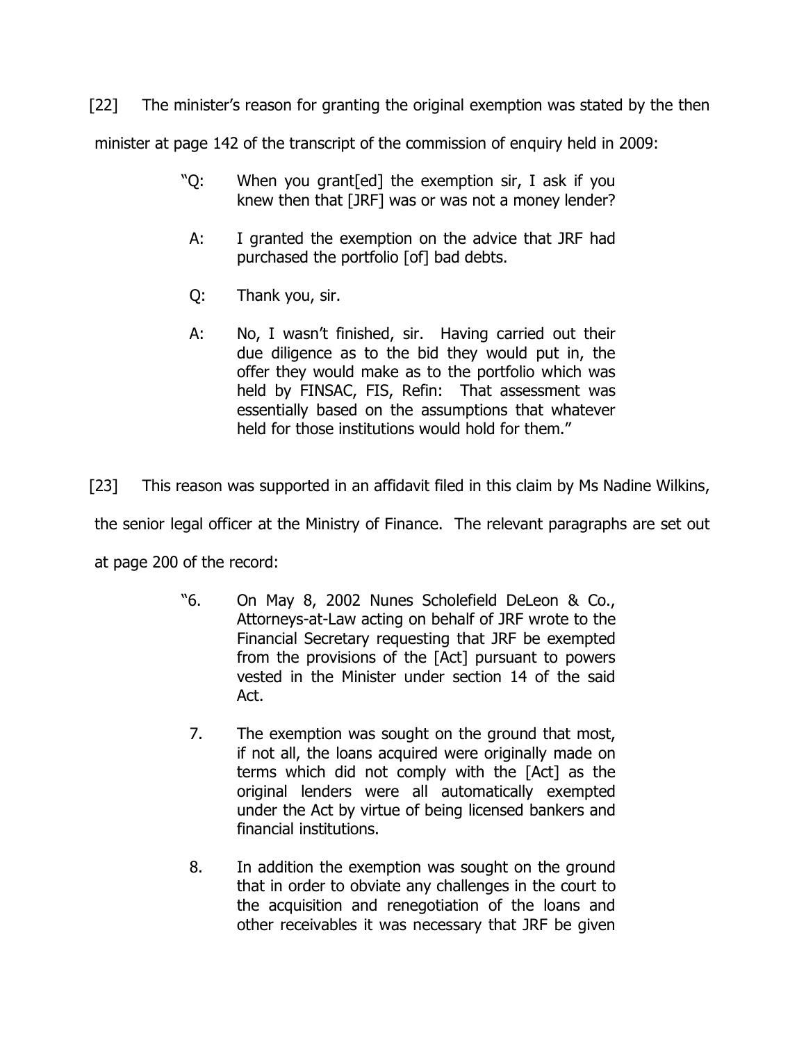[22] The minister's reason for granting the original exemption was stated by the then minister at page 142 of the transcript of the commission of enquiry held in 2009:

> "Q: When you grant[ed] the exemption sir, I ask if you knew then that [JRF] was or was not a money lender?
>
> A: I granted the exemption on the advice that JRF had purchased the portfolio [of] bad debts.
>
> Q: Thank you, sir.
>
> A: No, I wasn't finished, sir. Having carried out their due diligence as to the bid they would put in, the offer they would make as to the portfolio which was held by FINSAC, FIS, Refin: That assessment was essentially based on the assumptions that whatever held for those institutions would hold for them."

[23] This reason was supported in an affidavit filed in this claim by Ms Nadine Wilkins, the senior legal officer at the Ministry of Finance. The relevant paragraphs are set out at page 200 of the record:

> "6. On May 8, 2002 Nunes Scholefield DeLeon & Co., Attorneys-at-Law acting on behalf of JRF wrote to the Financial Secretary requesting that JRF be exempted from the provisions of the [Act] pursuant to powers vested in the Minister under section 14 of the said Act.
>
> 7. The exemption was sought on the ground that most, if not all, the loans acquired were originally made on terms which did not comply with the [Act] as the original lenders were all automatically exempted under the Act by virtue of being licensed bankers and financial institutions.
>
> 8. In addition the exemption was sought on the ground that in order to obviate any challenges in the court to the acquisition and renegotiation of the loans and other receivables it was necessary that JRF be given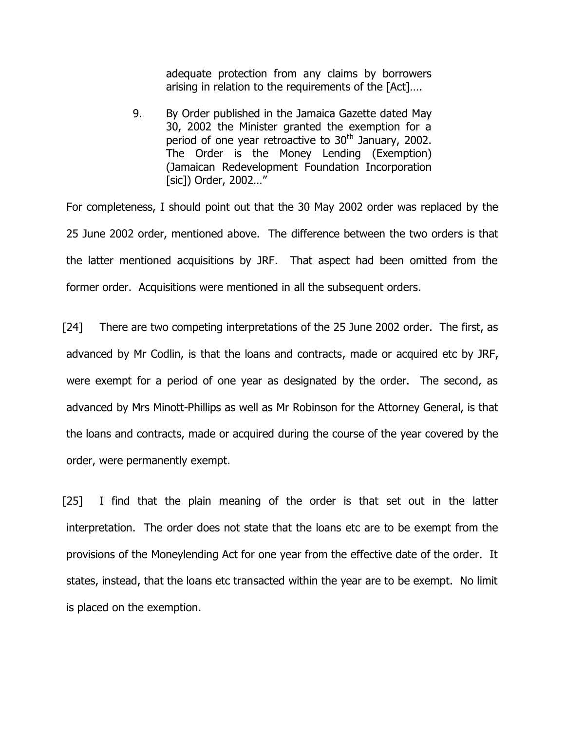> adequate protection from any claims by borrowers arising in relation to the requirements of the [Act]….
>
> 9. By Order published in the Jamaica Gazette dated May 30, 2002 the Minister granted the exemption for a period of one year retroactive to 30th January, 2002. The Order is the Money Lending (Exemption) (Jamaican Redevelopment Foundation Incorporation [sic]) Order, 2002…"

For completeness, I should point out that the 30 May 2002 order was replaced by the 25 June 2002 order, mentioned above. The difference between the two orders is that the latter mentioned acquisitions by JRF. That aspect had been omitted from the former order. Acquisitions were mentioned in all the subsequent orders.

[24] There are two competing interpretations of the 25 June 2002 order. The first, as advanced by Mr Codlin, is that the loans and contracts, made or acquired etc by JRF, were exempt for a period of one year as designated by the order. The second, as advanced by Mrs Minott-Phillips as well as Mr Robinson for the Attorney General, is that the loans and contracts, made or acquired during the course of the year covered by the order, were permanently exempt.

[25] I find that the plain meaning of the order is that set out in the latter interpretation. The order does not state that the loans etc are to be exempt from the provisions of the Moneylending Act for one year from the effective date of the order. It states, instead, that the loans etc transacted within the year are to be exempt. No limit is placed on the exemption.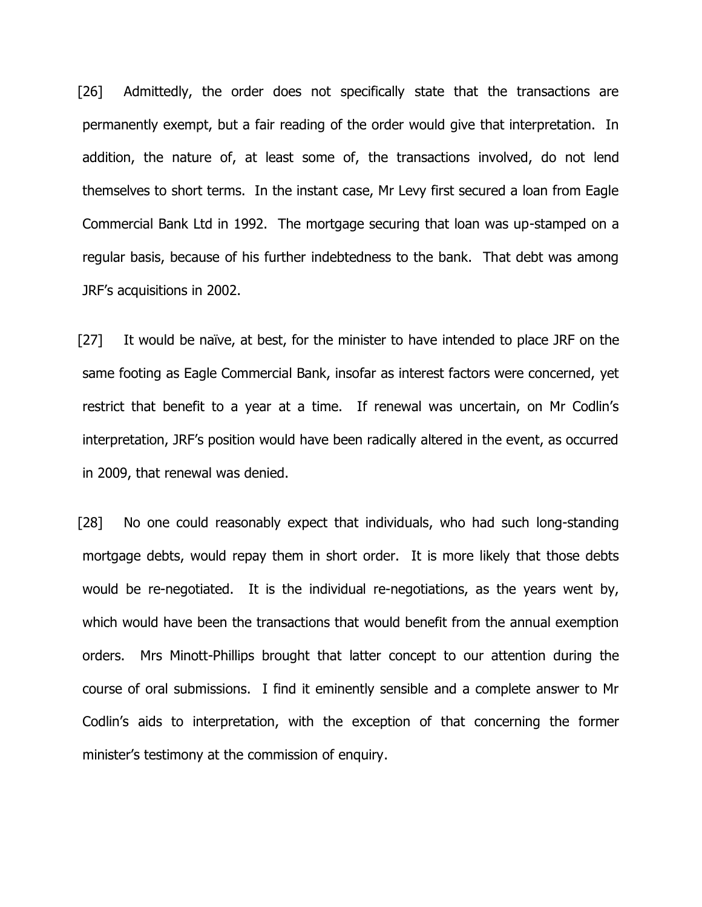[26] Admittedly, the order does not specifically state that the transactions are permanently exempt, but a fair reading of the order would give that interpretation. In addition, the nature of, at least some of, the transactions involved, do not lend themselves to short terms. In the instant case, Mr Levy first secured a loan from Eagle Commercial Bank Ltd in 1992. The mortgage securing that loan was up-stamped on a regular basis, because of his further indebtedness to the bank. That debt was among JRF's acquisitions in 2002.

[27] It would be naïve, at best, for the minister to have intended to place JRF on the same footing as Eagle Commercial Bank, insofar as interest factors were concerned, yet restrict that benefit to a year at a time. If renewal was uncertain, on Mr Codlin's interpretation, JRF's position would have been radically altered in the event, as occurred in 2009, that renewal was denied.

[28] No one could reasonably expect that individuals, who had such long-standing mortgage debts, would repay them in short order. It is more likely that those debts would be re-negotiated. It is the individual re-negotiations, as the years went by, which would have been the transactions that would benefit from the annual exemption orders. Mrs Minott-Phillips brought that latter concept to our attention during the course of oral submissions. I find it eminently sensible and a complete answer to Mr Codlin's aids to interpretation, with the exception of that concerning the former minister's testimony at the commission of enquiry.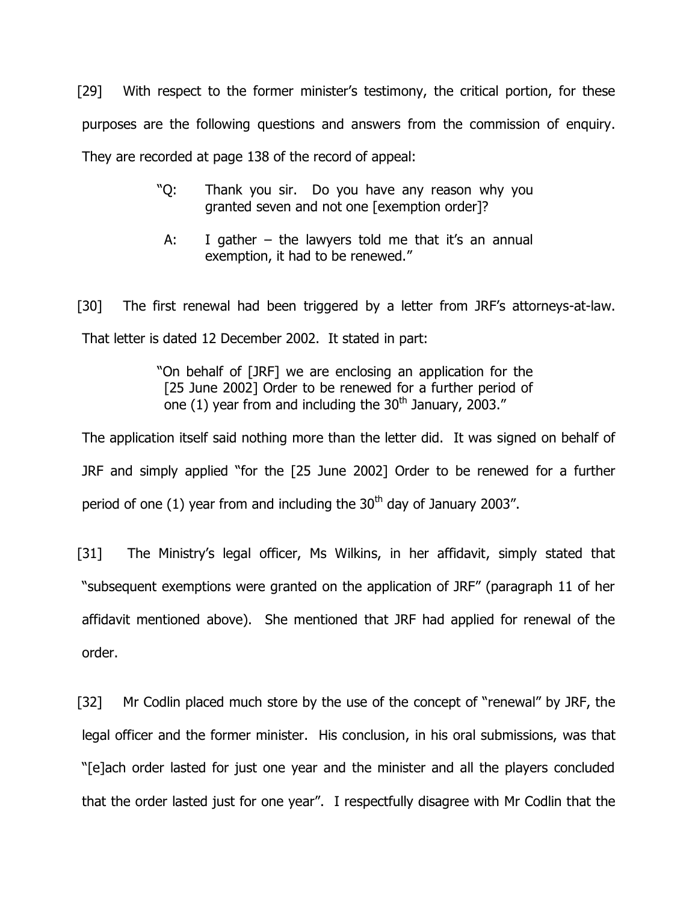[29] With respect to the former minister's testimony, the critical portion, for these purposes are the following questions and answers from the commission of enquiry. They are recorded at page 138 of the record of appeal:

> "Q: Thank you sir. Do you have any reason why you granted seven and not one [exemption order]?
>
> A: I gather – the lawyers told me that it's an annual exemption, it had to be renewed."

[30] The first renewal had been triggered by a letter from JRF's attorneys-at-law. That letter is dated 12 December 2002. It stated in part:

> "On behalf of [JRF] we are enclosing an application for the [25 June 2002] Order to be renewed for a further period of one (1) year from and including the 30th January, 2003."

The application itself said nothing more than the letter did. It was signed on behalf of JRF and simply applied "for the [25 June 2002] Order to be renewed for a further period of one (1) year from and including the 30th day of January 2003".

[31] The Ministry's legal officer, Ms Wilkins, in her affidavit, simply stated that "subsequent exemptions were granted on the application of JRF" (paragraph 11 of her affidavit mentioned above). She mentioned that JRF had applied for renewal of the order.

[32] Mr Codlin placed much store by the use of the concept of "renewal" by JRF, the legal officer and the former minister. His conclusion, in his oral submissions, was that "[e]ach order lasted for just one year and the minister and all the players concluded that the order lasted just for one year". I respectfully disagree with Mr Codlin that the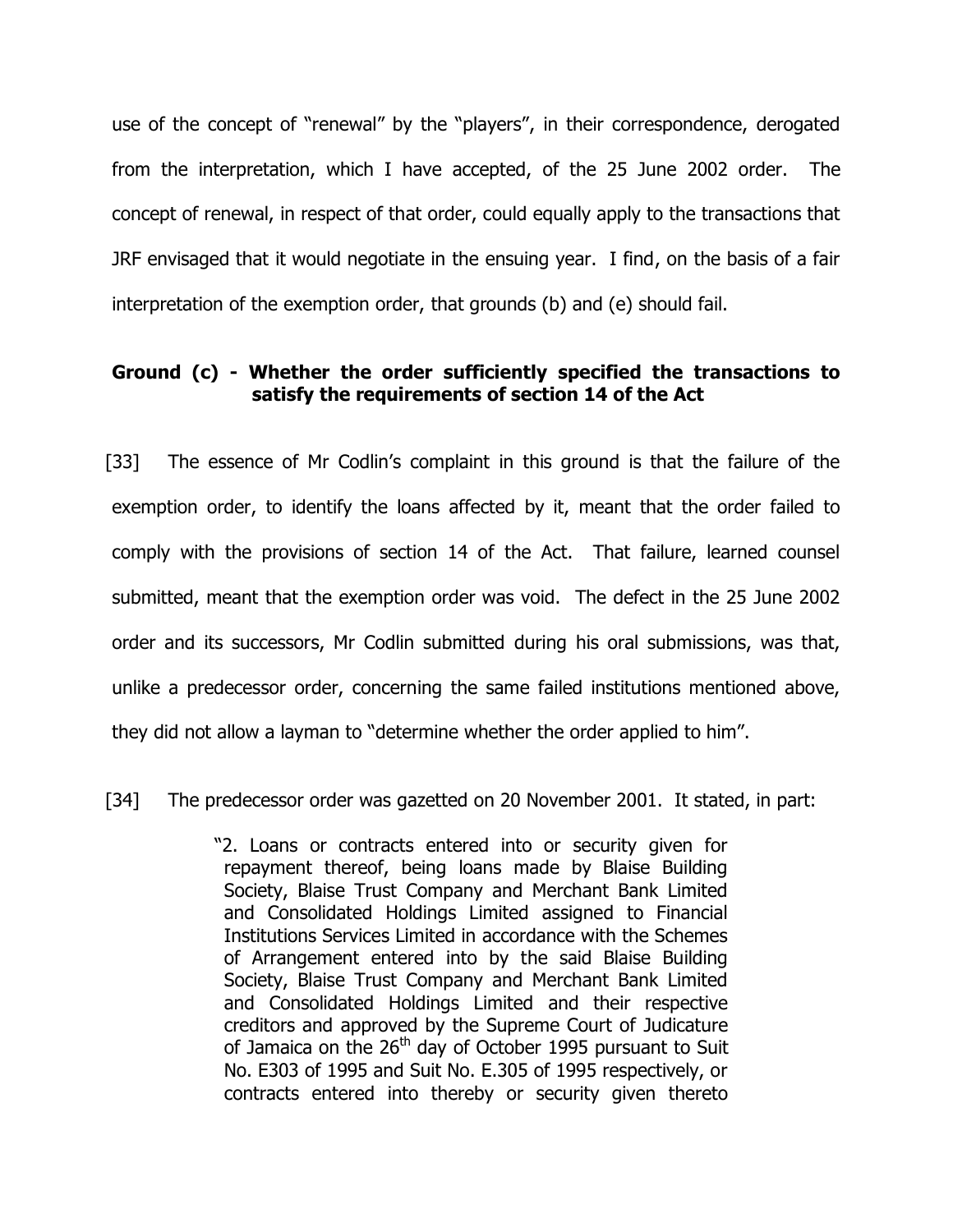use of the concept of "renewal" by the "players", in their correspondence, derogated from the interpretation, which I have accepted, of the 25 June 2002 order. The concept of renewal, in respect of that order, could equally apply to the transactions that JRF envisaged that it would negotiate in the ensuing year. I find, on the basis of a fair interpretation of the exemption order, that grounds (b) and (e) should fail.

**Ground (c) - Whether the order sufficiently specified the transactions to satisfy the requirements of section 14 of the Act**

[33] The essence of Mr Codlin's complaint in this ground is that the failure of the exemption order, to identify the loans affected by it, meant that the order failed to comply with the provisions of section 14 of the Act. That failure, learned counsel submitted, meant that the exemption order was void. The defect in the 25 June 2002 order and its successors, Mr Codlin submitted during his oral submissions, was that, unlike a predecessor order, concerning the same failed institutions mentioned above, they did not allow a layman to "determine whether the order applied to him".

[34] The predecessor order was gazetted on 20 November 2001. It stated, in part:

> "2. Loans or contracts entered into or security given for repayment thereof, being loans made by Blaise Building Society, Blaise Trust Company and Merchant Bank Limited and Consolidated Holdings Limited assigned to Financial Institutions Services Limited in accordance with the Schemes of Arrangement entered into by the said Blaise Building Society, Blaise Trust Company and Merchant Bank Limited and Consolidated Holdings Limited and their respective creditors and approved by the Supreme Court of Judicature of Jamaica on the 26th day of October 1995 pursuant to Suit No. E303 of 1995 and Suit No. E.305 of 1995 respectively, or contracts entered into thereby or security given thereto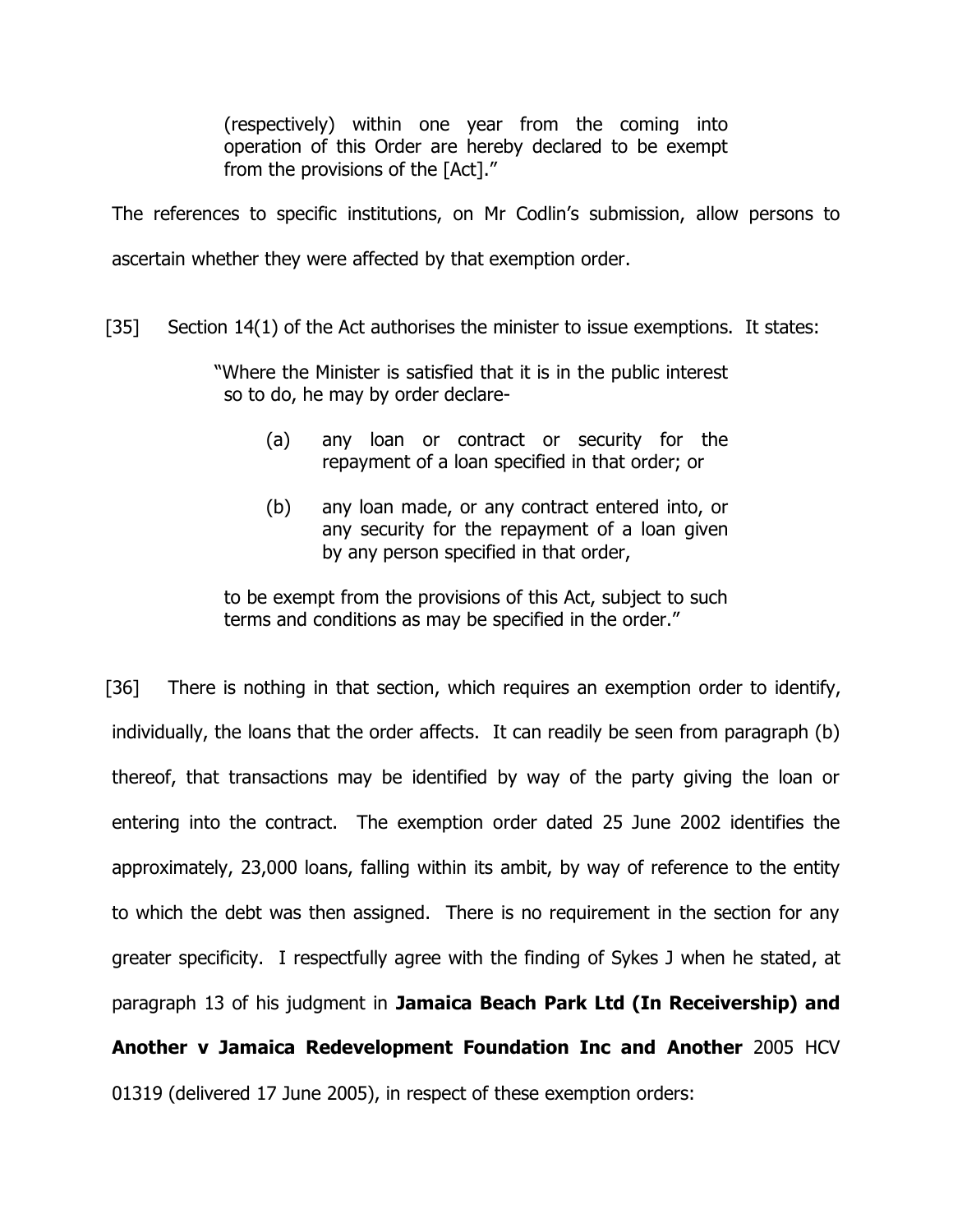> (respectively) within one year from the coming into operation of this Order are hereby declared to be exempt from the provisions of the [Act]."

The references to specific institutions, on Mr Codlin's submission, allow persons to ascertain whether they were affected by that exemption order.

[35] Section 14(1) of the Act authorises the minister to issue exemptions. It states:

> "Where the Minister is satisfied that it is in the public interest so to do, he may by order declare-
>
> (a) any loan or contract or security for the repayment of a loan specified in that order; or
>
> (b) any loan made, or any contract entered into, or any security for the repayment of a loan given by any person specified in that order,
>
> to be exempt from the provisions of this Act, subject to such terms and conditions as may be specified in the order."

[36] There is nothing in that section, which requires an exemption order to identify, individually, the loans that the order affects. It can readily be seen from paragraph (b) thereof, that transactions may be identified by way of the party giving the loan or entering into the contract. The exemption order dated 25 June 2002 identifies the approximately, 23,000 loans, falling within its ambit, by way of reference to the entity to which the debt was then assigned. There is no requirement in the section for any greater specificity. I respectfully agree with the finding of Sykes J when he stated, at paragraph 13 of his judgment in **Jamaica Beach Park Ltd (In Receivership) and Another v Jamaica Redevelopment Foundation Inc and Another** 2005 HCV 01319 (delivered 17 June 2005), in respect of these exemption orders: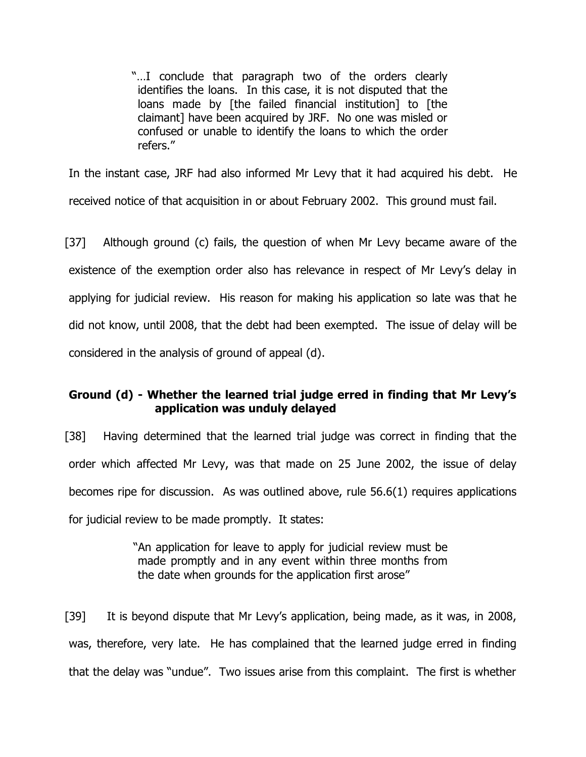> "…I conclude that paragraph two of the orders clearly identifies the loans. In this case, it is not disputed that the loans made by [the failed financial institution] to [the claimant] have been acquired by JRF. No one was misled or confused or unable to identify the loans to which the order refers."

In the instant case, JRF had also informed Mr Levy that it had acquired his debt. He received notice of that acquisition in or about February 2002. This ground must fail.

[37] Although ground (c) fails, the question of when Mr Levy became aware of the existence of the exemption order also has relevance in respect of Mr Levy's delay in applying for judicial review. His reason for making his application so late was that he did not know, until 2008, that the debt had been exempted. The issue of delay will be considered in the analysis of ground of appeal (d).

**Ground (d) - Whether the learned trial judge erred in finding that Mr Levy's application was unduly delayed**

[38] Having determined that the learned trial judge was correct in finding that the order which affected Mr Levy, was that made on 25 June 2002, the issue of delay becomes ripe for discussion. As was outlined above, rule 56.6(1) requires applications for judicial review to be made promptly. It states:

> "An application for leave to apply for judicial review must be made promptly and in any event within three months from the date when grounds for the application first arose"

[39] It is beyond dispute that Mr Levy's application, being made, as it was, in 2008, was, therefore, very late. He has complained that the learned judge erred in finding that the delay was "undue". Two issues arise from this complaint. The first is whether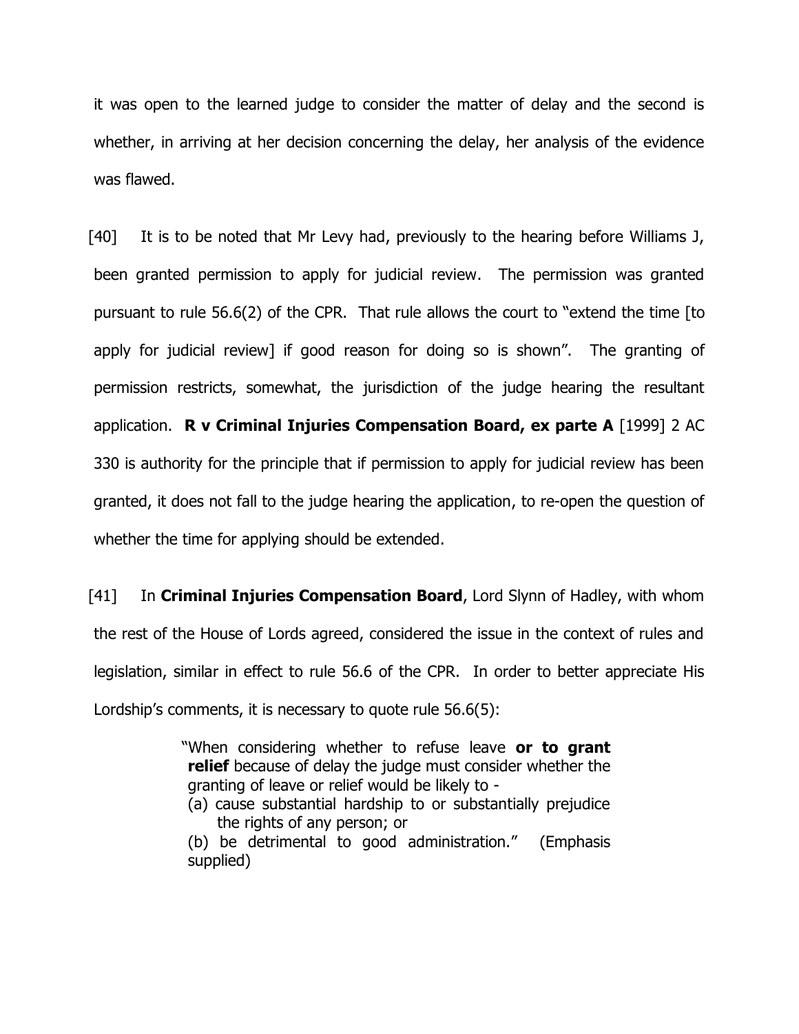it was open to the learned judge to consider the matter of delay and the second is whether, in arriving at her decision concerning the delay, her analysis of the evidence was flawed.

[40] It is to be noted that Mr Levy had, previously to the hearing before Williams J, been granted permission to apply for judicial review. The permission was granted pursuant to rule 56.6(2) of the CPR. That rule allows the court to "extend the time [to apply for judicial review] if good reason for doing so is shown". The granting of permission restricts, somewhat, the jurisdiction of the judge hearing the resultant application. **R v Criminal Injuries Compensation Board, ex parte A** [1999] 2 AC 330 is authority for the principle that if permission to apply for judicial review has been granted, it does not fall to the judge hearing the application, to re-open the question of whether the time for applying should be extended.

[41] In **Criminal Injuries Compensation Board**, Lord Slynn of Hadley, with whom the rest of the House of Lords agreed, considered the issue in the context of rules and legislation, similar in effect to rule 56.6 of the CPR. In order to better appreciate His Lordship's comments, it is necessary to quote rule 56.6(5):

> "When considering whether to refuse leave **or to grant relief** because of delay the judge must consider whether the granting of leave or relief would be likely to -
> (a) cause substantial hardship to or substantially prejudice the rights of any person; or
> (b) be detrimental to good administration." (Emphasis supplied)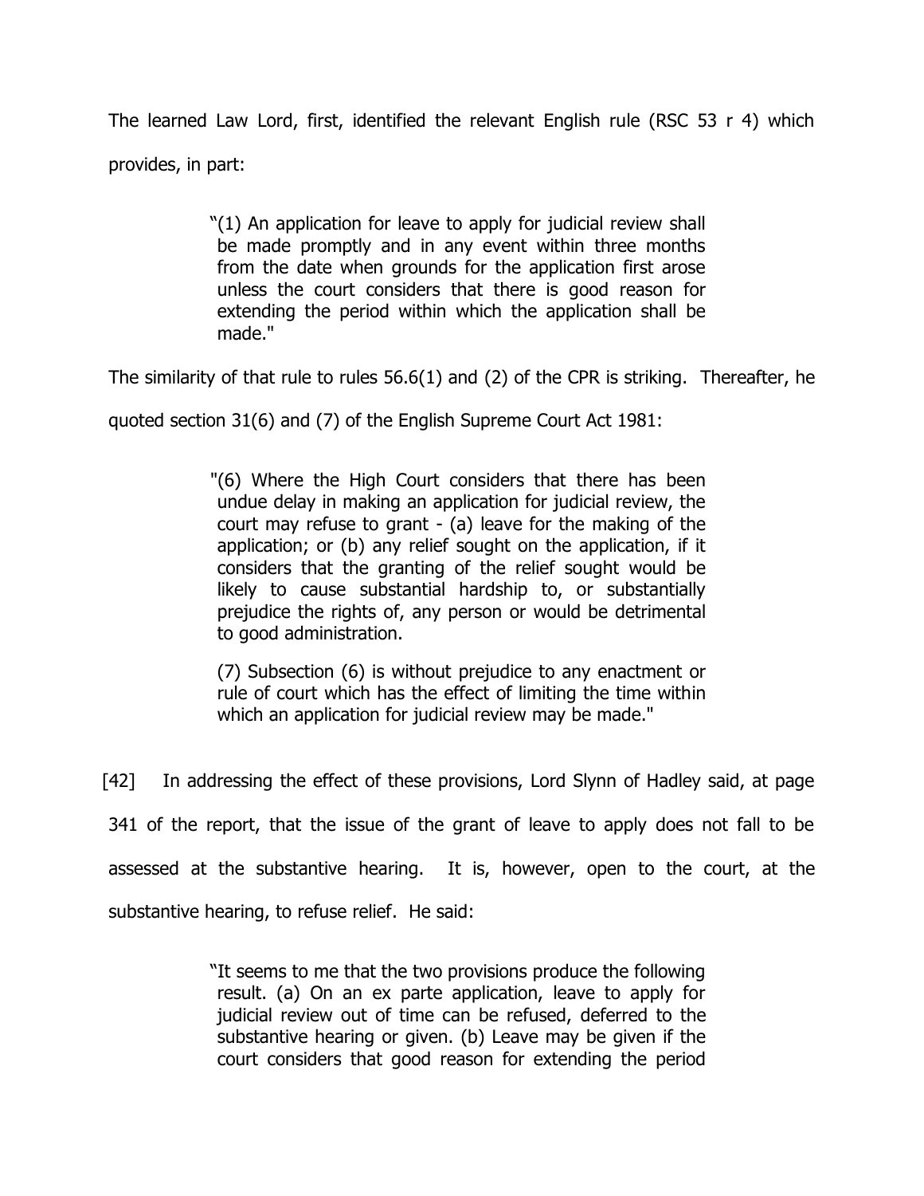The learned Law Lord, first, identified the relevant English rule (RSC 53 r 4) which provides, in part:

> "(1) An application for leave to apply for judicial review shall be made promptly and in any event within three months from the date when grounds for the application first arose unless the court considers that there is good reason for extending the period within which the application shall be made."

The similarity of that rule to rules 56.6(1) and (2) of the CPR is striking. Thereafter, he quoted section 31(6) and (7) of the English Supreme Court Act 1981:

> "(6) Where the High Court considers that there has been undue delay in making an application for judicial review, the court may refuse to grant - (a) leave for the making of the application; or (b) any relief sought on the application, if it considers that the granting of the relief sought would be likely to cause substantial hardship to, or substantially prejudice the rights of, any person or would be detrimental to good administration.
>
> (7) Subsection (6) is without prejudice to any enactment or rule of court which has the effect of limiting the time within which an application for judicial review may be made."

[42] In addressing the effect of these provisions, Lord Slynn of Hadley said, at page 341 of the report, that the issue of the grant of leave to apply does not fall to be assessed at the substantive hearing. It is, however, open to the court, at the substantive hearing, to refuse relief. He said:

> "It seems to me that the two provisions produce the following result. (a) On an ex parte application, leave to apply for judicial review out of time can be refused, deferred to the substantive hearing or given. (b) Leave may be given if the court considers that good reason for extending the period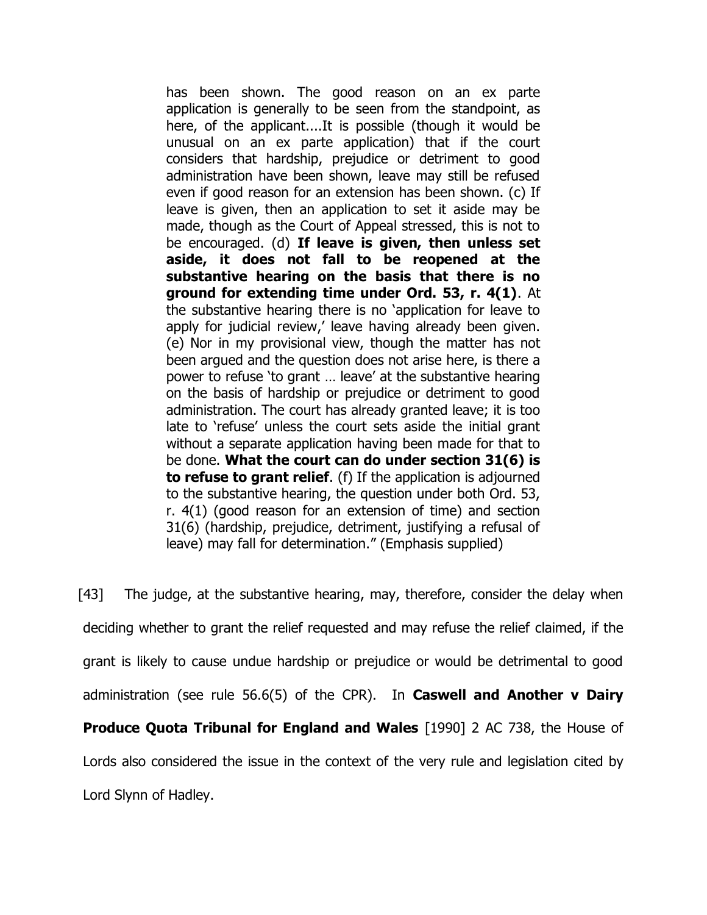> has been shown. The good reason on an ex parte application is generally to be seen from the standpoint, as here, of the applicant....It is possible (though it would be unusual on an ex parte application) that if the court considers that hardship, prejudice or detriment to good administration have been shown, leave may still be refused even if good reason for an extension has been shown. (c) If leave is given, then an application to set it aside may be made, though as the Court of Appeal stressed, this is not to be encouraged. (d) **If leave is given, then unless set aside, it does not fall to be reopened at the substantive hearing on the basis that there is no ground for extending time under Ord. 53, r. 4(1)**. At the substantive hearing there is no 'application for leave to apply for judicial review,' leave having already been given. (e) Nor in my provisional view, though the matter has not been argued and the question does not arise here, is there a power to refuse 'to grant … leave' at the substantive hearing on the basis of hardship or prejudice or detriment to good administration. The court has already granted leave; it is too late to 'refuse' unless the court sets aside the initial grant without a separate application having been made for that to be done. **What the court can do under section 31(6) is to refuse to grant relief**. (f) If the application is adjourned to the substantive hearing, the question under both Ord. 53, r. 4(1) (good reason for an extension of time) and section 31(6) (hardship, prejudice, detriment, justifying a refusal of leave) may fall for determination." (Emphasis supplied)

[43] The judge, at the substantive hearing, may, therefore, consider the delay when deciding whether to grant the relief requested and may refuse the relief claimed, if the grant is likely to cause undue hardship or prejudice or would be detrimental to good administration (see rule 56.6(5) of the CPR). In **Caswell and Another v Dairy Produce Quota Tribunal for England and Wales** [1990] 2 AC 738, the House of Lords also considered the issue in the context of the very rule and legislation cited by Lord Slynn of Hadley.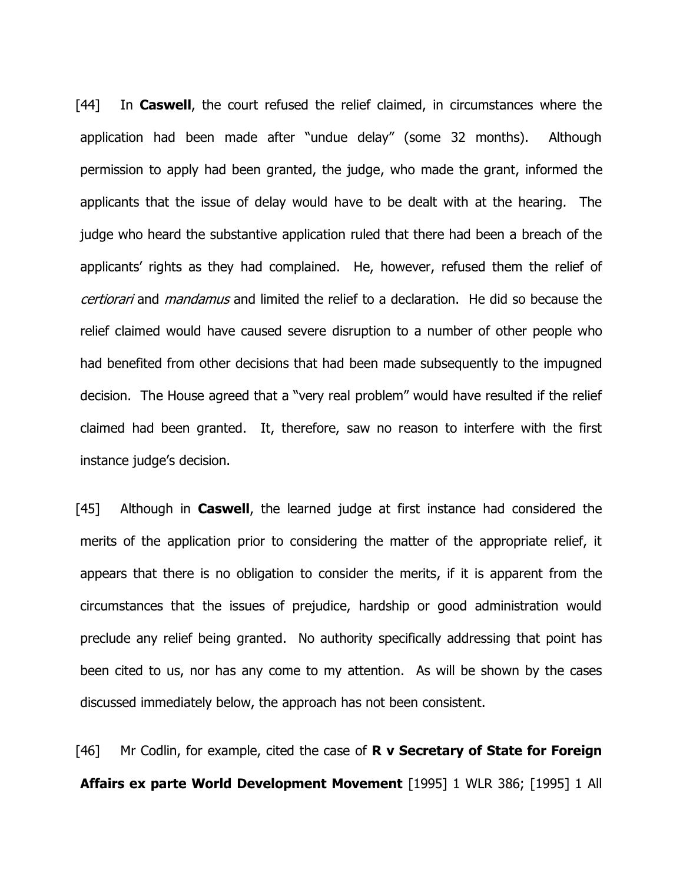[44] In **Caswell**, the court refused the relief claimed, in circumstances where the application had been made after "undue delay" (some 32 months). Although permission to apply had been granted, the judge, who made the grant, informed the applicants that the issue of delay would have to be dealt with at the hearing. The judge who heard the substantive application ruled that there had been a breach of the applicants' rights as they had complained. He, however, refused them the relief of *certiorari* and *mandamus* and limited the relief to a declaration. He did so because the relief claimed would have caused severe disruption to a number of other people who had benefited from other decisions that had been made subsequently to the impugned decision. The House agreed that a "very real problem" would have resulted if the relief claimed had been granted. It, therefore, saw no reason to interfere with the first instance judge's decision.

[45] Although in **Caswell**, the learned judge at first instance had considered the merits of the application prior to considering the matter of the appropriate relief, it appears that there is no obligation to consider the merits, if it is apparent from the circumstances that the issues of prejudice, hardship or good administration would preclude any relief being granted. No authority specifically addressing that point has been cited to us, nor has any come to my attention. As will be shown by the cases discussed immediately below, the approach has not been consistent.

[46] Mr Codlin, for example, cited the case of **R v Secretary of State for Foreign Affairs ex parte World Development Movement** [1995] 1 WLR 386; [1995] 1 All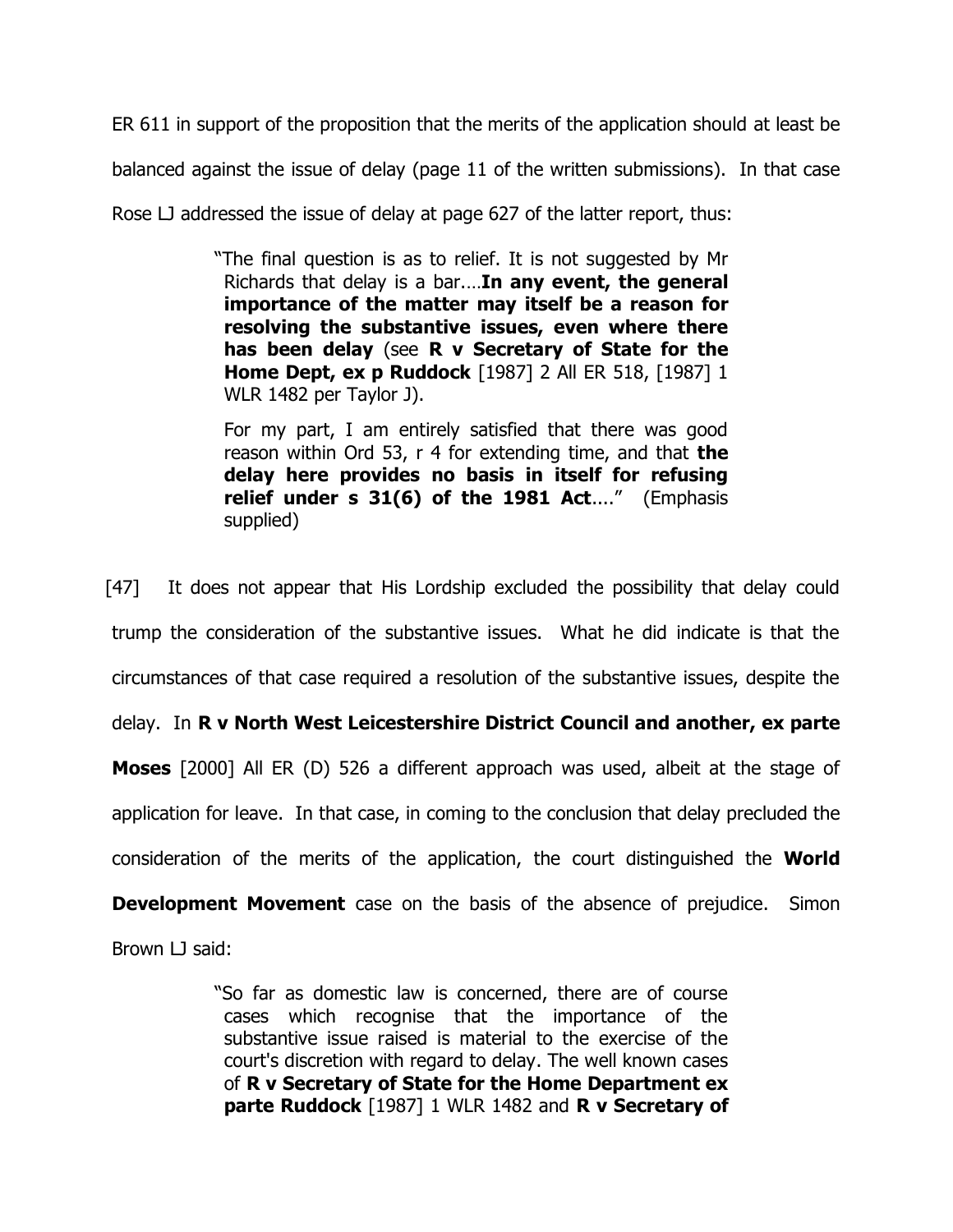ER 611 in support of the proposition that the merits of the application should at least be balanced against the issue of delay (page 11 of the written submissions). In that case Rose LJ addressed the issue of delay at page 627 of the latter report, thus:

> "The final question is as to relief. It is not suggested by Mr Richards that delay is a bar.…**In any event, the general importance of the matter may itself be a reason for resolving the substantive issues, even where there has been delay** (see **R v Secretary of State for the Home Dept, ex p Ruddock** [1987] 2 All ER 518, [1987] 1 WLR 1482 per Taylor J).
>
> For my part, I am entirely satisfied that there was good reason within Ord 53, r 4 for extending time, and that **the delay here provides no basis in itself for refusing relief under s 31(6) of the 1981 Act**…." (Emphasis supplied)

[47] It does not appear that His Lordship excluded the possibility that delay could trump the consideration of the substantive issues. What he did indicate is that the circumstances of that case required a resolution of the substantive issues, despite the delay. In **R v North West Leicestershire District Council and another, ex parte Moses** [2000] All ER (D) 526 a different approach was used, albeit at the stage of application for leave. In that case, in coming to the conclusion that delay precluded the consideration of the merits of the application, the court distinguished the **World Development Movement** case on the basis of the absence of prejudice. Simon Brown LJ said:

> "So far as domestic law is concerned, there are of course cases which recognise that the importance of the substantive issue raised is material to the exercise of the court's discretion with regard to delay. The well known cases of **R v Secretary of State for the Home Department ex parte Ruddock** [1987] 1 WLR 1482 and **R v Secretary of**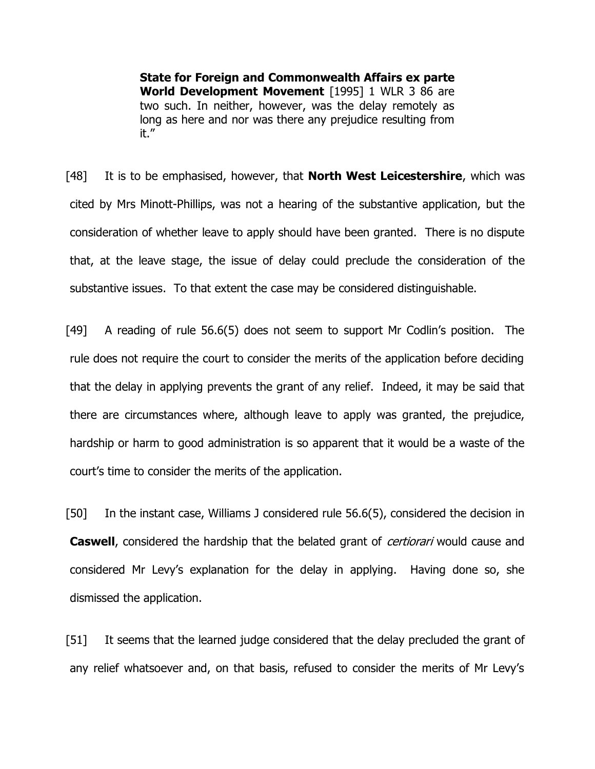> **State for Foreign and Commonwealth Affairs ex parte World Development Movement** [1995] 1 WLR 3 86 are two such. In neither, however, was the delay remotely as long as here and nor was there any prejudice resulting from it."

[48] It is to be emphasised, however, that **North West Leicestershire**, which was cited by Mrs Minott-Phillips, was not a hearing of the substantive application, but the consideration of whether leave to apply should have been granted. There is no dispute that, at the leave stage, the issue of delay could preclude the consideration of the substantive issues. To that extent the case may be considered distinguishable.

[49] A reading of rule 56.6(5) does not seem to support Mr Codlin's position. The rule does not require the court to consider the merits of the application before deciding that the delay in applying prevents the grant of any relief. Indeed, it may be said that there are circumstances where, although leave to apply was granted, the prejudice, hardship or harm to good administration is so apparent that it would be a waste of the court's time to consider the merits of the application.

[50] In the instant case, Williams J considered rule 56.6(5), considered the decision in **Caswell**, considered the hardship that the belated grant of *certiorari* would cause and considered Mr Levy's explanation for the delay in applying. Having done so, she dismissed the application.

[51] It seems that the learned judge considered that the delay precluded the grant of any relief whatsoever and, on that basis, refused to consider the merits of Mr Levy's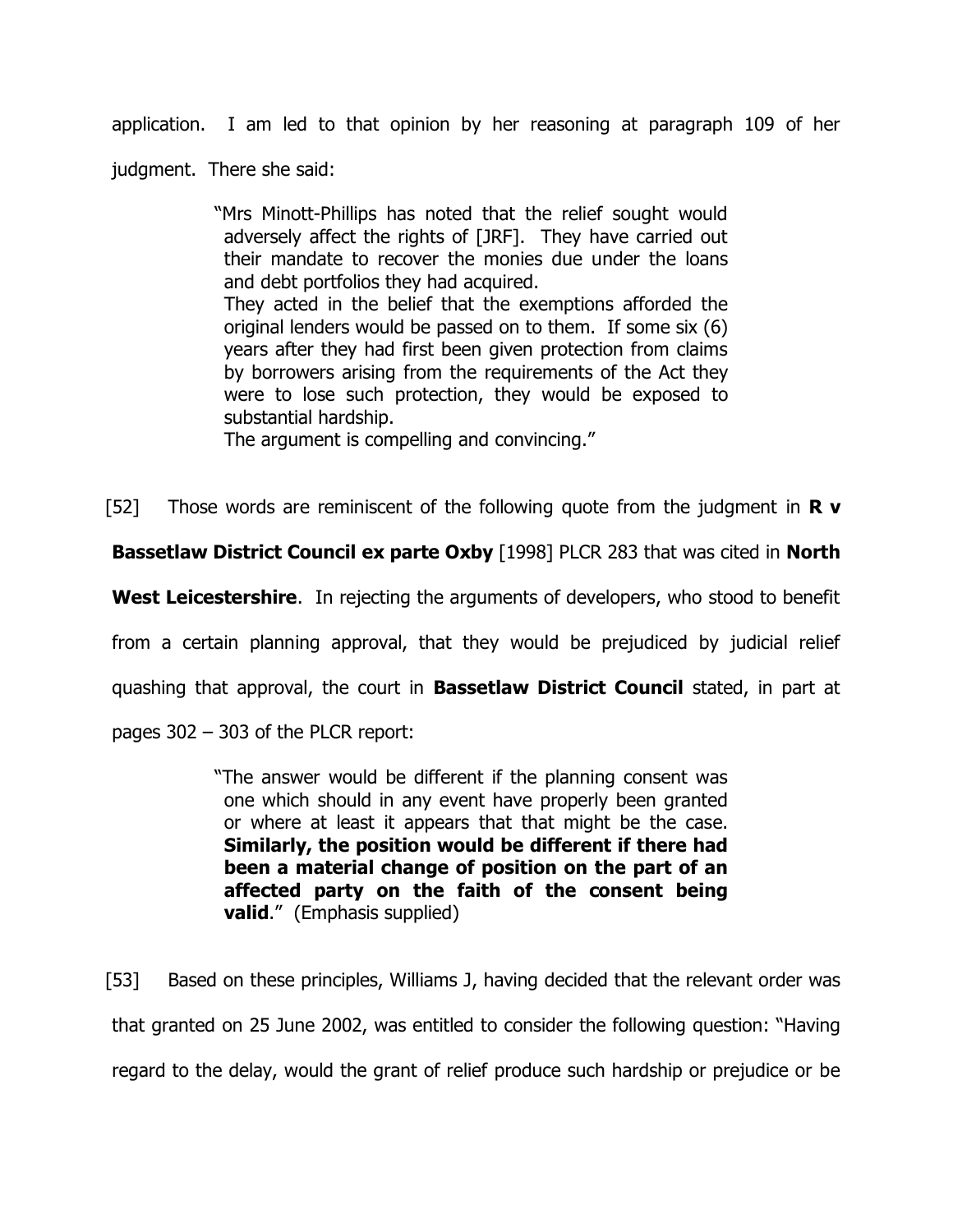application. I am led to that opinion by her reasoning at paragraph 109 of her judgment. There she said:

> "Mrs Minott-Phillips has noted that the relief sought would adversely affect the rights of [JRF]. They have carried out their mandate to recover the monies due under the loans and debt portfolios they had acquired.
> They acted in the belief that the exemptions afforded the original lenders would be passed on to them. If some six (6) years after they had first been given protection from claims by borrowers arising from the requirements of the Act they were to lose such protection, they would be exposed to substantial hardship.
> The argument is compelling and convincing."

[52] Those words are reminiscent of the following quote from the judgment in **R v Bassetlaw District Council ex parte Oxby** [1998] PLCR 283 that was cited in **North West Leicestershire**. In rejecting the arguments of developers, who stood to benefit from a certain planning approval, that they would be prejudiced by judicial relief quashing that approval, the court in **Bassetlaw District Council** stated, in part at pages 302 – 303 of the PLCR report:

> "The answer would be different if the planning consent was one which should in any event have properly been granted or where at least it appears that that might be the case. **Similarly, the position would be different if there had been a material change of position on the part of an affected party on the faith of the consent being valid**." (Emphasis supplied)

[53] Based on these principles, Williams J, having decided that the relevant order was that granted on 25 June 2002, was entitled to consider the following question: "Having regard to the delay, would the grant of relief produce such hardship or prejudice or be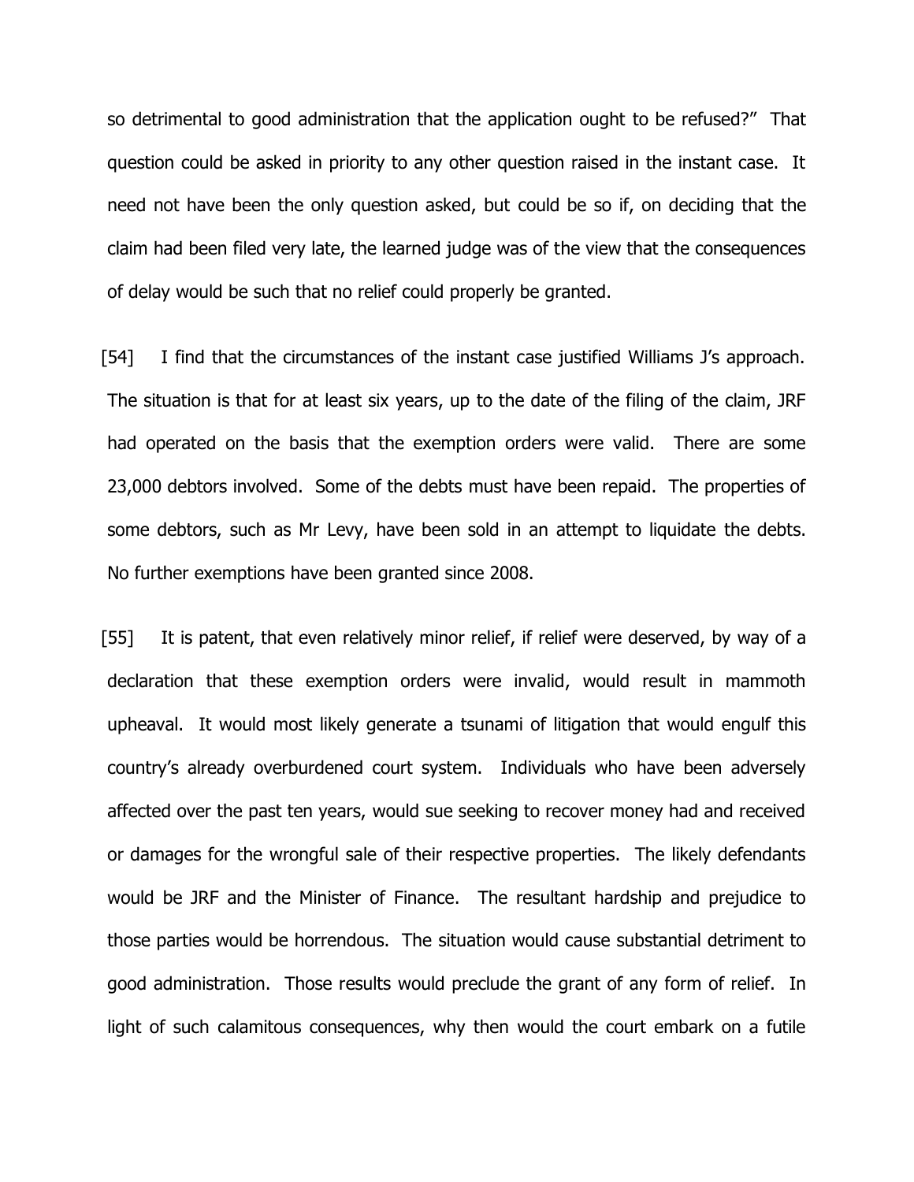so detrimental to good administration that the application ought to be refused?" That question could be asked in priority to any other question raised in the instant case. It need not have been the only question asked, but could be so if, on deciding that the claim had been filed very late, the learned judge was of the view that the consequences of delay would be such that no relief could properly be granted.

[54] I find that the circumstances of the instant case justified Williams J's approach. The situation is that for at least six years, up to the date of the filing of the claim, JRF had operated on the basis that the exemption orders were valid. There are some 23,000 debtors involved. Some of the debts must have been repaid. The properties of some debtors, such as Mr Levy, have been sold in an attempt to liquidate the debts. No further exemptions have been granted since 2008.

[55] It is patent, that even relatively minor relief, if relief were deserved, by way of a declaration that these exemption orders were invalid, would result in mammoth upheaval. It would most likely generate a tsunami of litigation that would engulf this country's already overburdened court system. Individuals who have been adversely affected over the past ten years, would sue seeking to recover money had and received or damages for the wrongful sale of their respective properties. The likely defendants would be JRF and the Minister of Finance. The resultant hardship and prejudice to those parties would be horrendous. The situation would cause substantial detriment to good administration. Those results would preclude the grant of any form of relief. In light of such calamitous consequences, why then would the court embark on a futile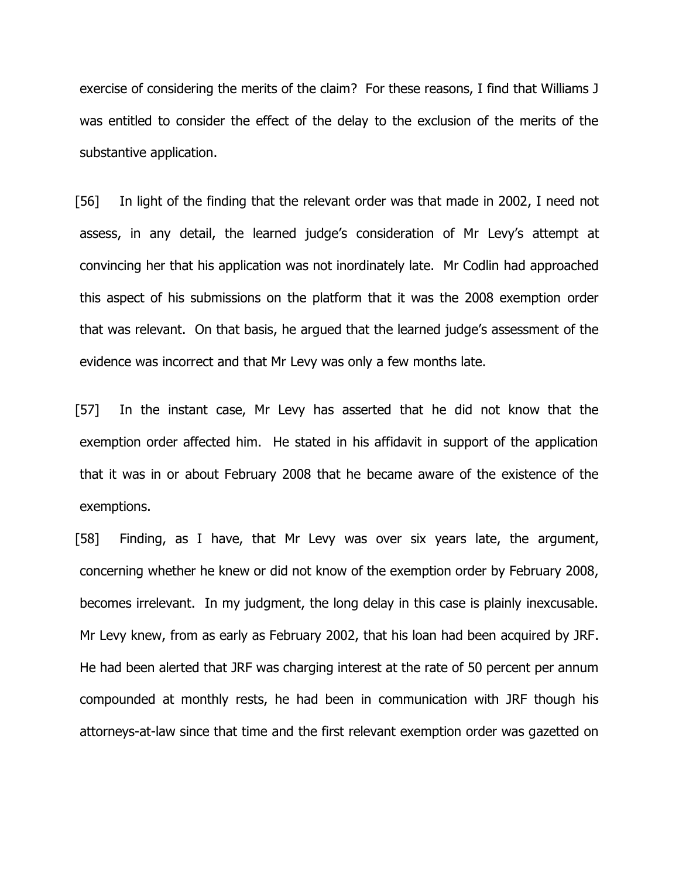exercise of considering the merits of the claim? For these reasons, I find that Williams J was entitled to consider the effect of the delay to the exclusion of the merits of the substantive application.

[56] In light of the finding that the relevant order was that made in 2002, I need not assess, in any detail, the learned judge's consideration of Mr Levy's attempt at convincing her that his application was not inordinately late. Mr Codlin had approached this aspect of his submissions on the platform that it was the 2008 exemption order that was relevant. On that basis, he argued that the learned judge's assessment of the evidence was incorrect and that Mr Levy was only a few months late.

[57] In the instant case, Mr Levy has asserted that he did not know that the exemption order affected him. He stated in his affidavit in support of the application that it was in or about February 2008 that he became aware of the existence of the exemptions.

[58] Finding, as I have, that Mr Levy was over six years late, the argument, concerning whether he knew or did not know of the exemption order by February 2008, becomes irrelevant. In my judgment, the long delay in this case is plainly inexcusable. Mr Levy knew, from as early as February 2002, that his loan had been acquired by JRF. He had been alerted that JRF was charging interest at the rate of 50 percent per annum compounded at monthly rests, he had been in communication with JRF though his attorneys-at-law since that time and the first relevant exemption order was gazetted on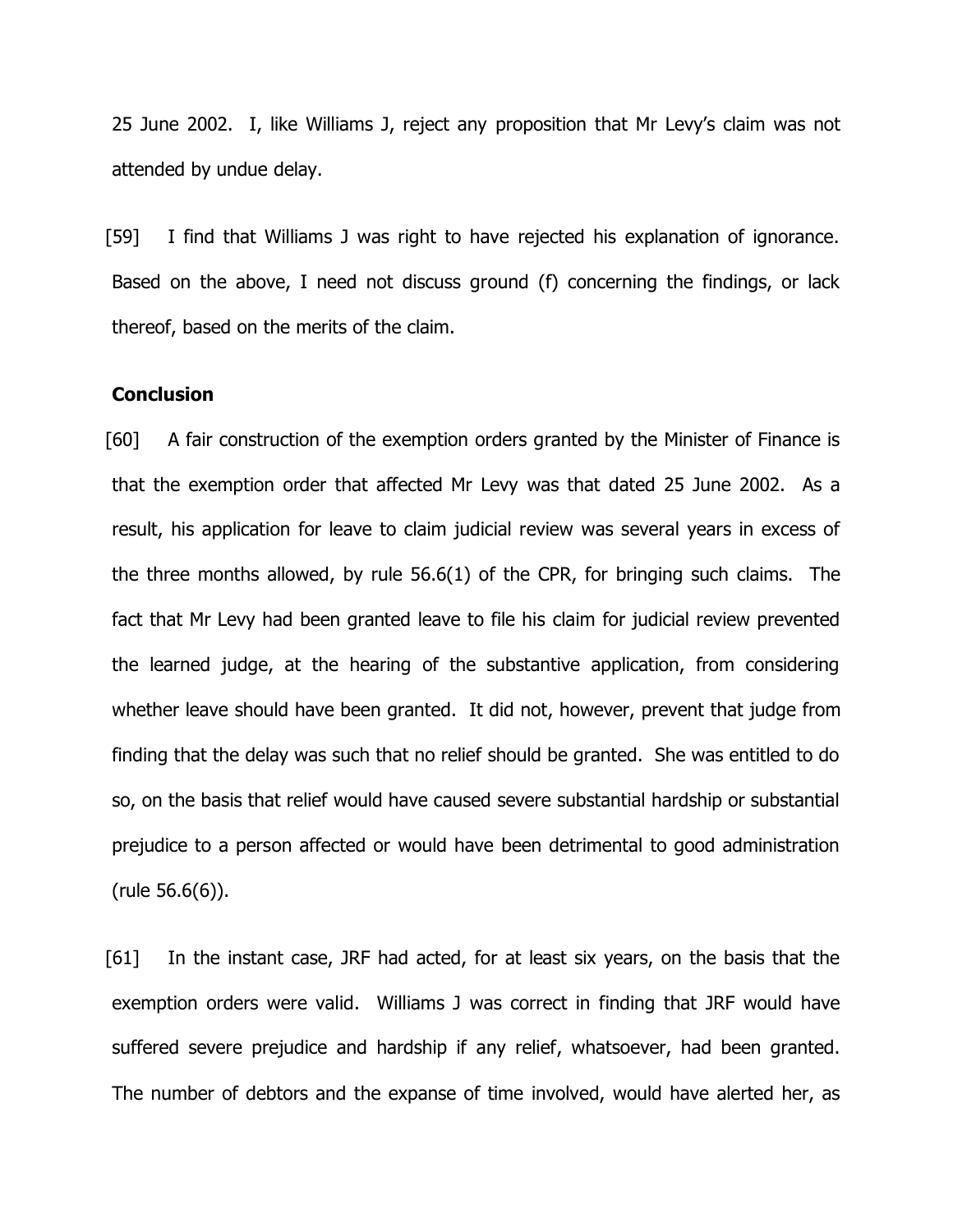25 June 2002. I, like Williams J, reject any proposition that Mr Levy's claim was not attended by undue delay.

[59] I find that Williams J was right to have rejected his explanation of ignorance. Based on the above, I need not discuss ground (f) concerning the findings, or lack thereof, based on the merits of the claim.

**Conclusion**

[60] A fair construction of the exemption orders granted by the Minister of Finance is that the exemption order that affected Mr Levy was that dated 25 June 2002. As a result, his application for leave to claim judicial review was several years in excess of the three months allowed, by rule 56.6(1) of the CPR, for bringing such claims. The fact that Mr Levy had been granted leave to file his claim for judicial review prevented the learned judge, at the hearing of the substantive application, from considering whether leave should have been granted. It did not, however, prevent that judge from finding that the delay was such that no relief should be granted. She was entitled to do so, on the basis that relief would have caused severe substantial hardship or substantial prejudice to a person affected or would have been detrimental to good administration (rule 56.6(6)).

[61] In the instant case, JRF had acted, for at least six years, on the basis that the exemption orders were valid. Williams J was correct in finding that JRF would have suffered severe prejudice and hardship if any relief, whatsoever, had been granted. The number of debtors and the expanse of time involved, would have alerted her, as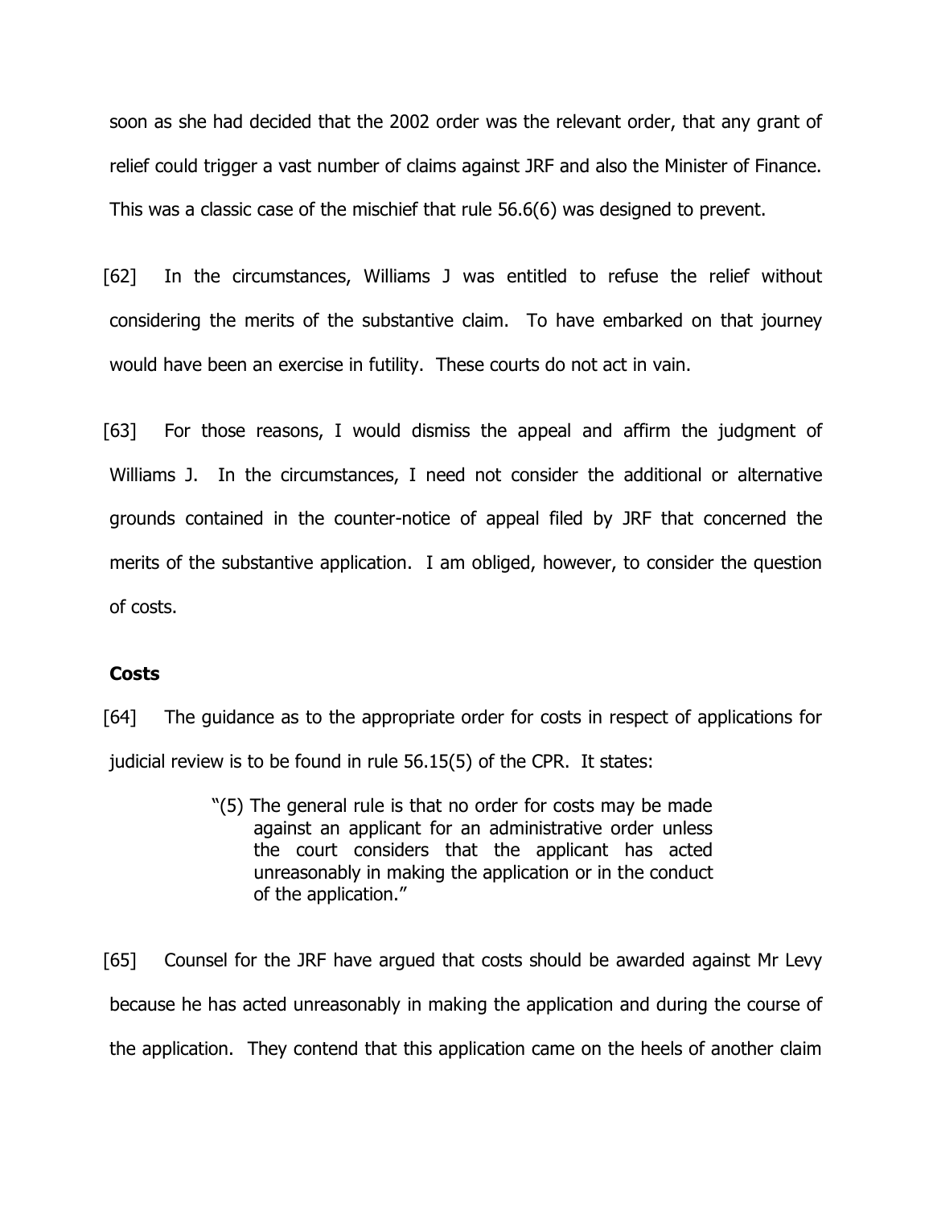soon as she had decided that the 2002 order was the relevant order, that any grant of relief could trigger a vast number of claims against JRF and also the Minister of Finance. This was a classic case of the mischief that rule 56.6(6) was designed to prevent.

[62] In the circumstances, Williams J was entitled to refuse the relief without considering the merits of the substantive claim. To have embarked on that journey would have been an exercise in futility. These courts do not act in vain.

[63] For those reasons, I would dismiss the appeal and affirm the judgment of Williams J. In the circumstances, I need not consider the additional or alternative grounds contained in the counter-notice of appeal filed by JRF that concerned the merits of the substantive application. I am obliged, however, to consider the question of costs.

**Costs**

[64] The guidance as to the appropriate order for costs in respect of applications for judicial review is to be found in rule 56.15(5) of the CPR. It states:

> "(5) The general rule is that no order for costs may be made against an applicant for an administrative order unless the court considers that the applicant has acted unreasonably in making the application or in the conduct of the application."

[65] Counsel for the JRF have argued that costs should be awarded against Mr Levy because he has acted unreasonably in making the application and during the course of the application. They contend that this application came on the heels of another claim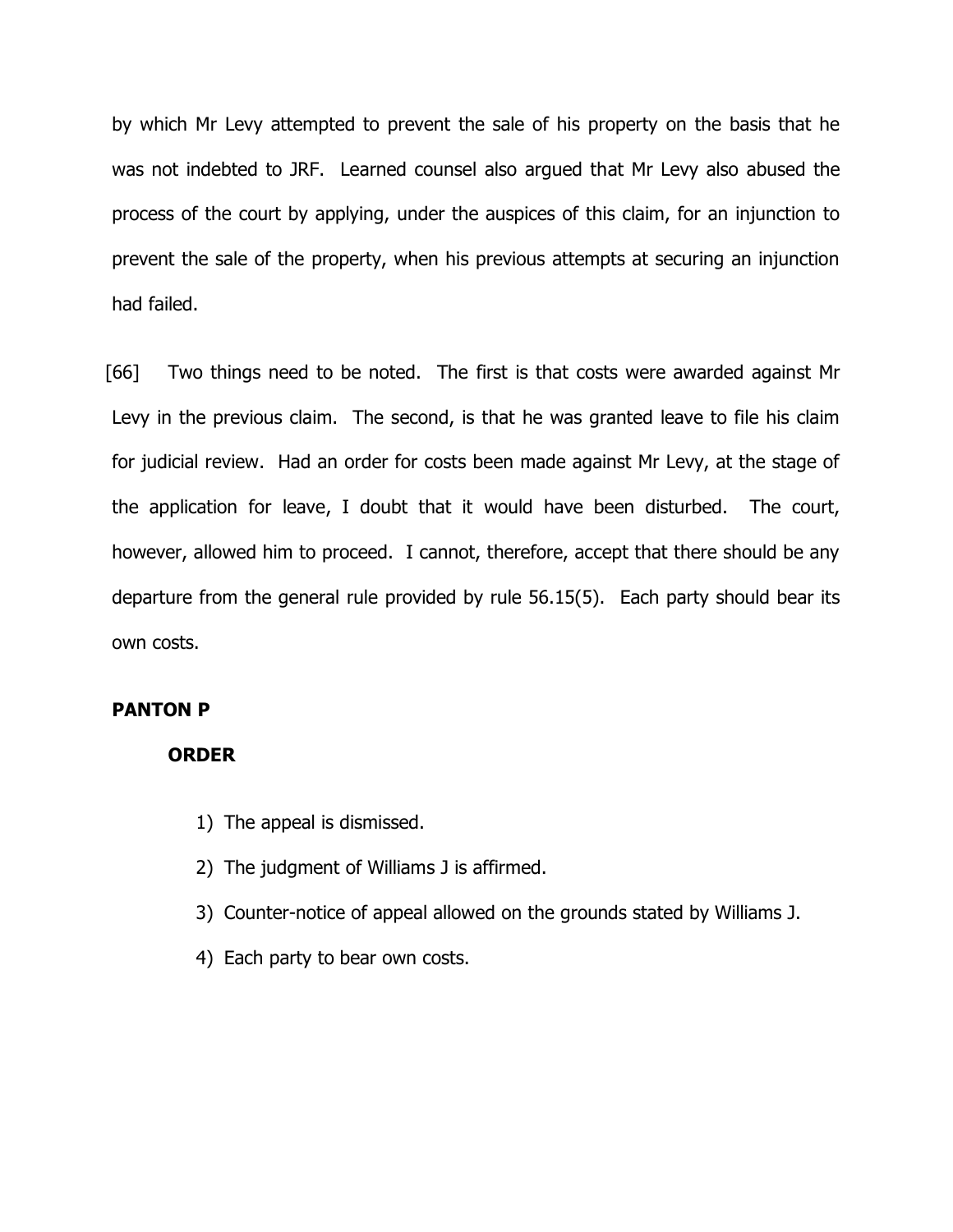by which Mr Levy attempted to prevent the sale of his property on the basis that he was not indebted to JRF. Learned counsel also argued that Mr Levy also abused the process of the court by applying, under the auspices of this claim, for an injunction to prevent the sale of the property, when his previous attempts at securing an injunction had failed.

[66] Two things need to be noted. The first is that costs were awarded against Mr Levy in the previous claim. The second, is that he was granted leave to file his claim for judicial review. Had an order for costs been made against Mr Levy, at the stage of the application for leave, I doubt that it would have been disturbed. The court, however, allowed him to proceed. I cannot, therefore, accept that there should be any departure from the general rule provided by rule 56.15(5). Each party should bear its own costs.

**PANTON P**

**ORDER**

1) The appeal is dismissed.
2) The judgment of Williams J is affirmed.
3) Counter-notice of appeal allowed on the grounds stated by Williams J.
4) Each party to bear own costs.